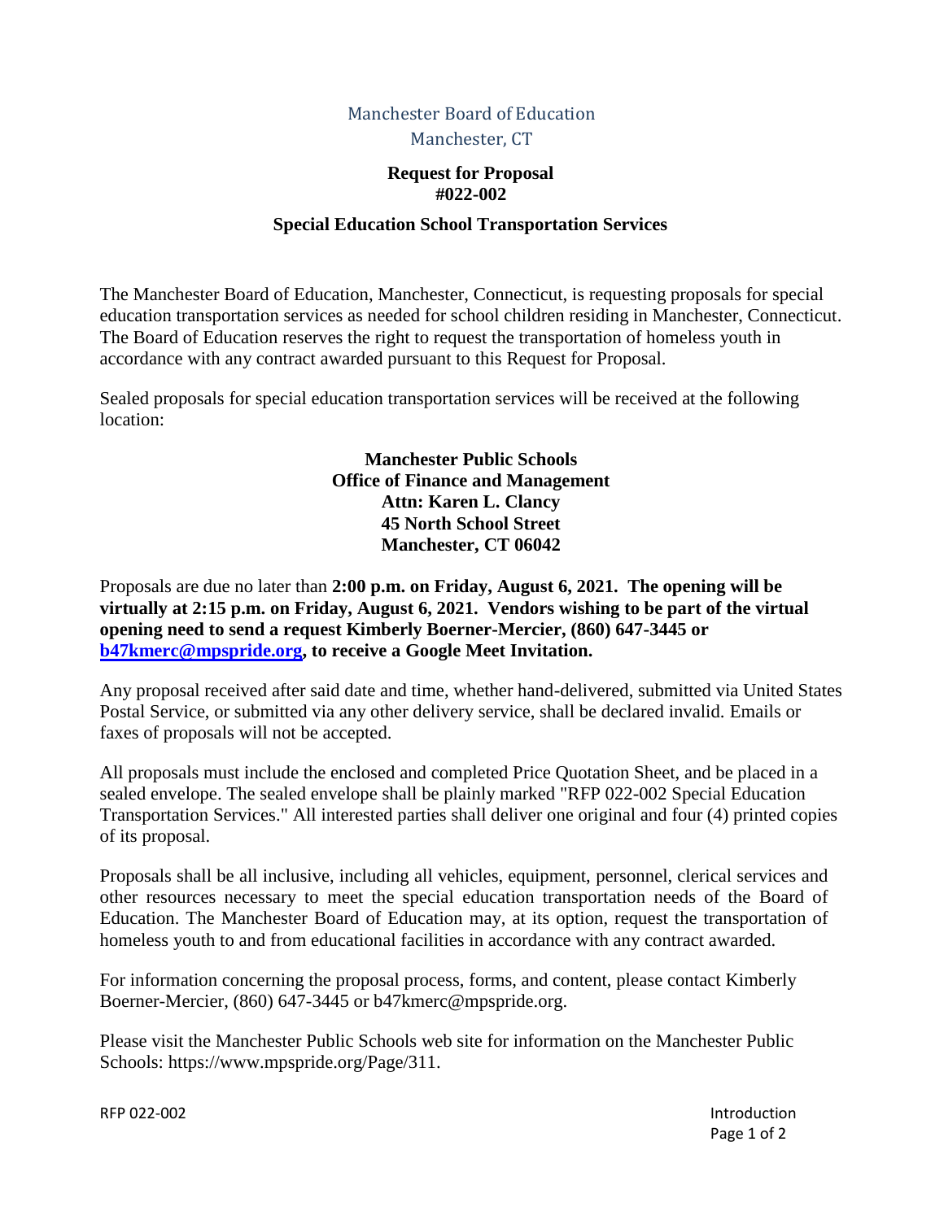Manchester Board of Education
Manchester, CT

**Request for Proposal**
**#022-002**

**Special Education School Transportation Services**

The Manchester Board of Education, Manchester, Connecticut, is requesting proposals for special education transportation services as needed for school children residing in Manchester, Connecticut. The Board of Education reserves the right to request the transportation of homeless youth in accordance with any contract awarded pursuant to this Request for Proposal.

Sealed proposals for special education transportation services will be received at the following location:

**Manchester Public Schools**
**Office of Finance and Management**
**Attn: Karen L. Clancy**
**45 North School Street**
**Manchester, CT 06042**

Proposals are due no later than **2:00 p.m. on Friday, August 6, 2021. The opening will be virtually at 2:15 p.m. on Friday, August 6, 2021. Vendors wishing to be part of the virtual opening need to send a request Kimberly Boerner-Mercier, (860) 647-3445 or b47kmerc@mpspride.org, to receive a Google Meet Invitation.**

Any proposal received after said date and time, whether hand-delivered, submitted via United States Postal Service, or submitted via any other delivery service, shall be declared invalid. Emails or faxes of proposals will not be accepted.

All proposals must include the enclosed and completed Price Quotation Sheet, and be placed in a sealed envelope. The sealed envelope shall be plainly marked "RFP 022-002 Special Education Transportation Services." All interested parties shall deliver one original and four (4) printed copies of its proposal.

Proposals shall be all inclusive, including all vehicles, equipment, personnel, clerical services and other resources necessary to meet the special education transportation needs of the Board of Education. The Manchester Board of Education may, at its option, request the transportation of homeless youth to and from educational facilities in accordance with any contract awarded.

For information concerning the proposal process, forms, and content, please contact Kimberly Boerner-Mercier, (860) 647-3445 or b47kmerc@mpspride.org.

Please visit the Manchester Public Schools web site for information on the Manchester Public Schools: https://www.mpspride.org/Page/311.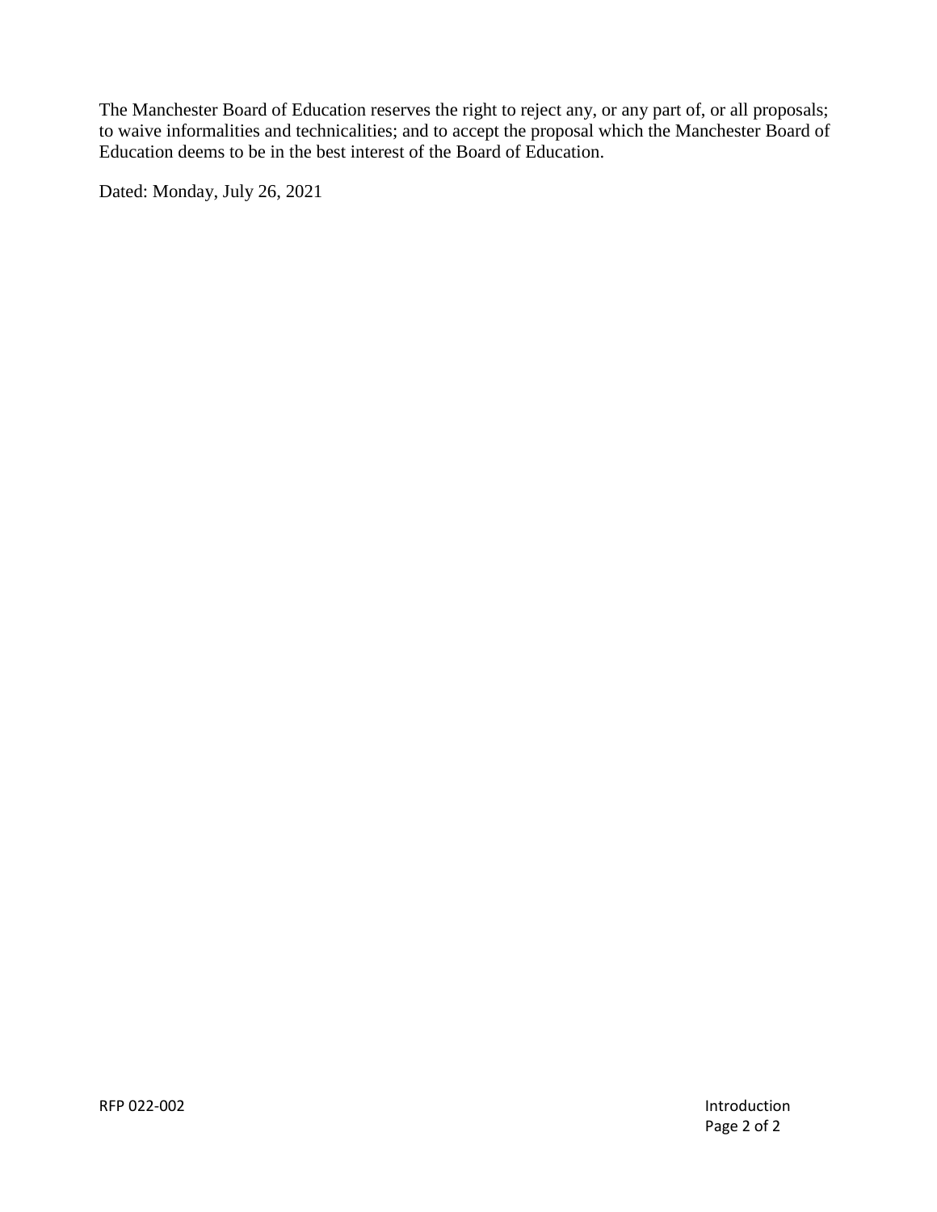The Manchester Board of Education reserves the right to reject any, or any part of, or all proposals; to waive informalities and technicalities; and to accept the proposal which the Manchester Board of Education deems to be in the best interest of the Board of Education.

Dated: Monday, July 26, 2021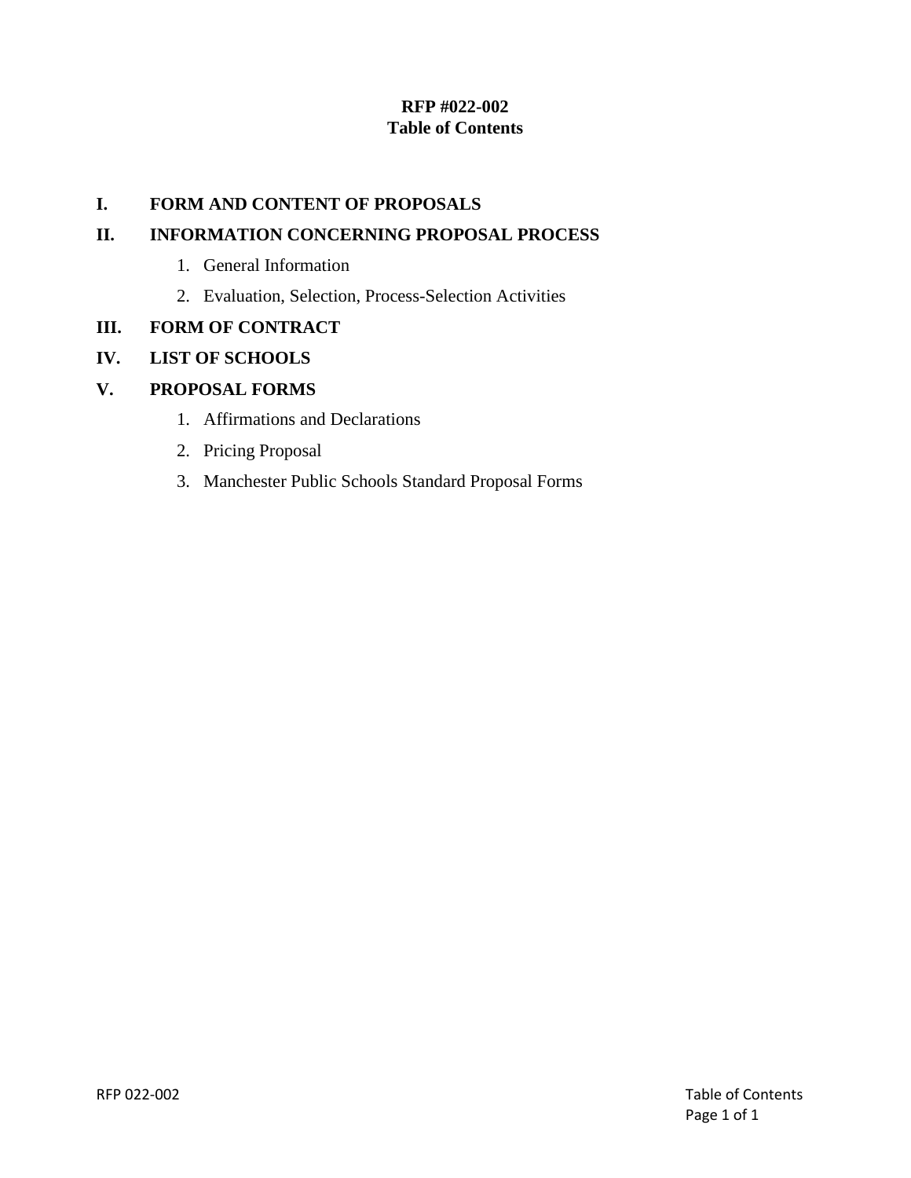# RFP #022-002
# Table of Contents

**I. FORM AND CONTENT OF PROPOSALS**

**II. INFORMATION CONCERNING PROPOSAL PROCESS**

1. General Information
2. Evaluation, Selection, Process-Selection Activities

**III. FORM OF CONTRACT**

**IV. LIST OF SCHOOLS**

**V. PROPOSAL FORMS**

1. Affirmations and Declarations
2. Pricing Proposal
3. Manchester Public Schools Standard Proposal Forms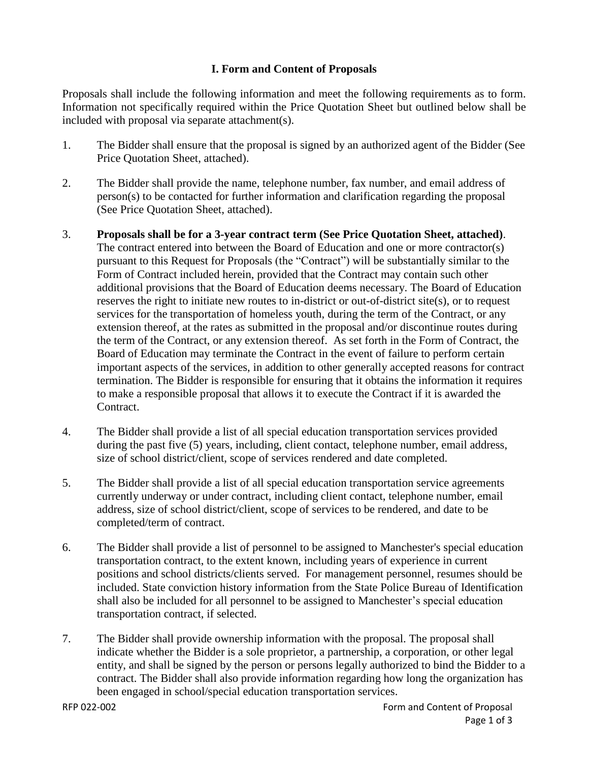## I. Form and Content of Proposals

Proposals shall include the following information and meet the following requirements as to form. Information not specifically required within the Price Quotation Sheet but outlined below shall be included with proposal via separate attachment(s).

1. The Bidder shall ensure that the proposal is signed by an authorized agent of the Bidder (See Price Quotation Sheet, attached).

2. The Bidder shall provide the name, telephone number, fax number, and email address of person(s) to be contacted for further information and clarification regarding the proposal (See Price Quotation Sheet, attached).

3. **Proposals shall be for a 3-year contract term (See Price Quotation Sheet, attached)**. The contract entered into between the Board of Education and one or more contractor(s) pursuant to this Request for Proposals (the "Contract") will be substantially similar to the Form of Contract included herein, provided that the Contract may contain such other additional provisions that the Board of Education deems necessary. The Board of Education reserves the right to initiate new routes to in-district or out-of-district site(s), or to request services for the transportation of homeless youth, during the term of the Contract, or any extension thereof, at the rates as submitted in the proposal and/or discontinue routes during the term of the Contract, or any extension thereof. As set forth in the Form of Contract, the Board of Education may terminate the Contract in the event of failure to perform certain important aspects of the services, in addition to other generally accepted reasons for contract termination. The Bidder is responsible for ensuring that it obtains the information it requires to make a responsible proposal that allows it to execute the Contract if it is awarded the Contract.

4. The Bidder shall provide a list of all special education transportation services provided during the past five (5) years, including, client contact, telephone number, email address, size of school district/client, scope of services rendered and date completed.

5. The Bidder shall provide a list of all special education transportation service agreements currently underway or under contract, including client contact, telephone number, email address, size of school district/client, scope of services to be rendered, and date to be completed/term of contract.

6. The Bidder shall provide a list of personnel to be assigned to Manchester's special education transportation contract, to the extent known, including years of experience in current positions and school districts/clients served. For management personnel, resumes should be included. State conviction history information from the State Police Bureau of Identification shall also be included for all personnel to be assigned to Manchester's special education transportation contract, if selected.

7. The Bidder shall provide ownership information with the proposal. The proposal shall indicate whether the Bidder is a sole proprietor, a partnership, a corporation, or other legal entity, and shall be signed by the person or persons legally authorized to bind the Bidder to a contract. The Bidder shall also provide information regarding how long the organization has been engaged in school/special education transportation services.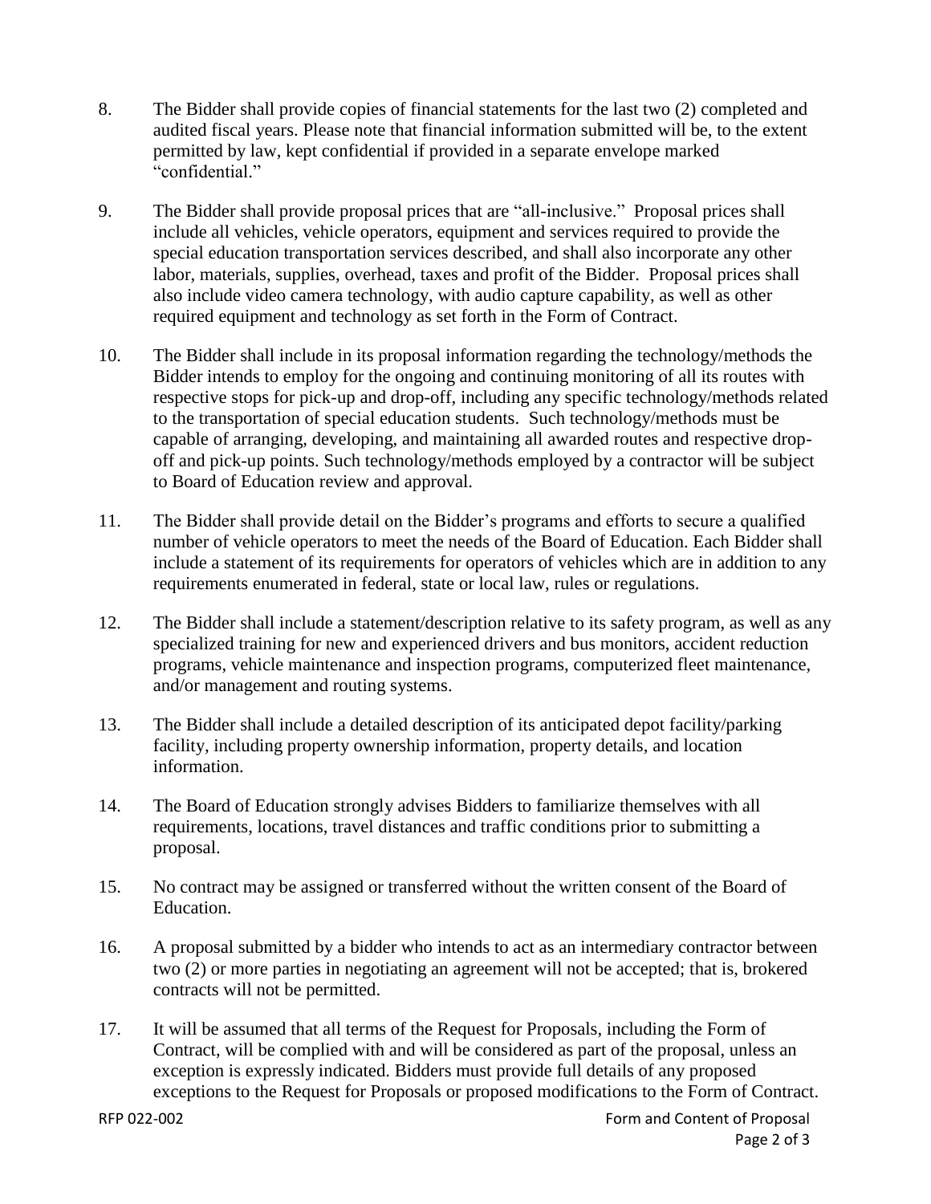8. The Bidder shall provide copies of financial statements for the last two (2) completed and audited fiscal years. Please note that financial information submitted will be, to the extent permitted by law, kept confidential if provided in a separate envelope marked "confidential."

9. The Bidder shall provide proposal prices that are "all-inclusive." Proposal prices shall include all vehicles, vehicle operators, equipment and services required to provide the special education transportation services described, and shall also incorporate any other labor, materials, supplies, overhead, taxes and profit of the Bidder. Proposal prices shall also include video camera technology, with audio capture capability, as well as other required equipment and technology as set forth in the Form of Contract.

10. The Bidder shall include in its proposal information regarding the technology/methods the Bidder intends to employ for the ongoing and continuing monitoring of all its routes with respective stops for pick-up and drop-off, including any specific technology/methods related to the transportation of special education students. Such technology/methods must be capable of arranging, developing, and maintaining all awarded routes and respective drop-off and pick-up points. Such technology/methods employed by a contractor will be subject to Board of Education review and approval.

11. The Bidder shall provide detail on the Bidder's programs and efforts to secure a qualified number of vehicle operators to meet the needs of the Board of Education. Each Bidder shall include a statement of its requirements for operators of vehicles which are in addition to any requirements enumerated in federal, state or local law, rules or regulations.

12. The Bidder shall include a statement/description relative to its safety program, as well as any specialized training for new and experienced drivers and bus monitors, accident reduction programs, vehicle maintenance and inspection programs, computerized fleet maintenance, and/or management and routing systems.

13. The Bidder shall include a detailed description of its anticipated depot facility/parking facility, including property ownership information, property details, and location information.

14. The Board of Education strongly advises Bidders to familiarize themselves with all requirements, locations, travel distances and traffic conditions prior to submitting a proposal.

15. No contract may be assigned or transferred without the written consent of the Board of Education.

16. A proposal submitted by a bidder who intends to act as an intermediary contractor between two (2) or more parties in negotiating an agreement will not be accepted; that is, brokered contracts will not be permitted.

17. It will be assumed that all terms of the Request for Proposals, including the Form of Contract, will be complied with and will be considered as part of the proposal, unless an exception is expressly indicated. Bidders must provide full details of any proposed exceptions to the Request for Proposals or proposed modifications to the Form of Contract.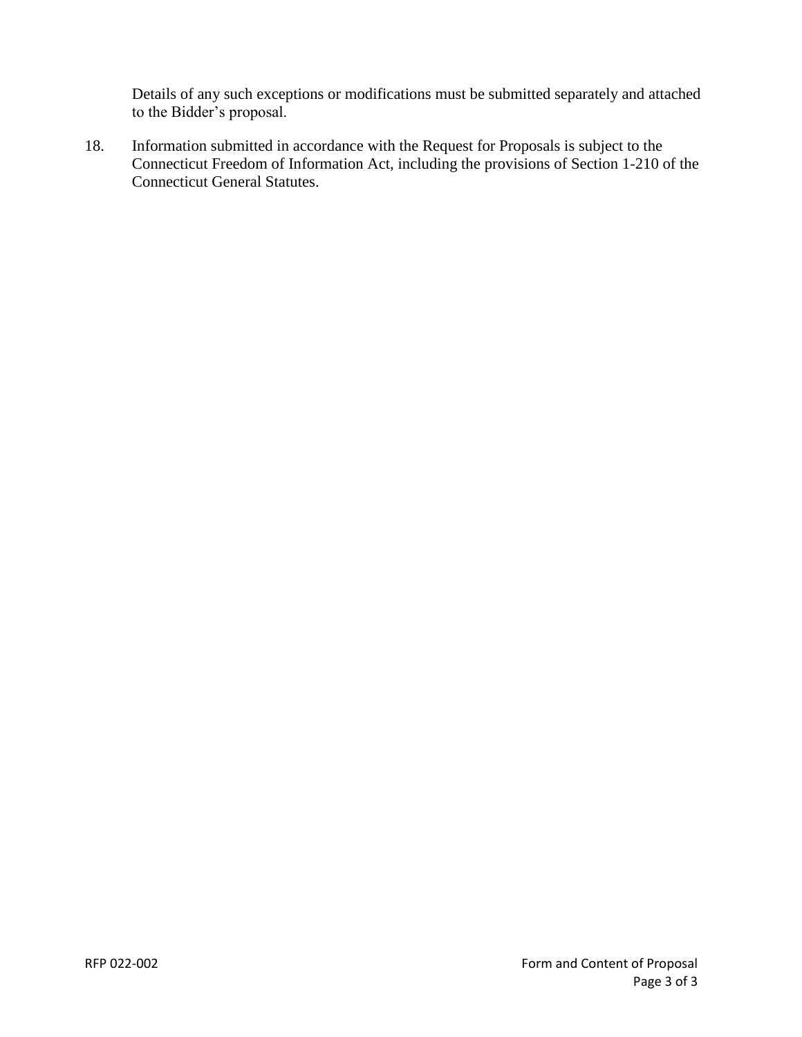Details of any such exceptions or modifications must be submitted separately and attached to the Bidder's proposal.

18. Information submitted in accordance with the Request for Proposals is subject to the Connecticut Freedom of Information Act, including the provisions of Section 1-210 of the Connecticut General Statutes.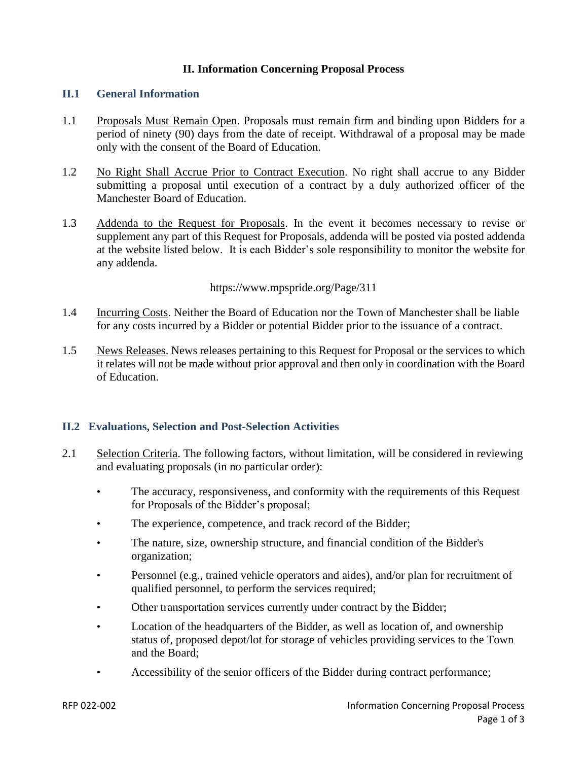# II. Information Concerning Proposal Process

## II.1 General Information

1.1 Proposals Must Remain Open. Proposals must remain firm and binding upon Bidders for a period of ninety (90) days from the date of receipt. Withdrawal of a proposal may be made only with the consent of the Board of Education.

1.2 No Right Shall Accrue Prior to Contract Execution. No right shall accrue to any Bidder submitting a proposal until execution of a contract by a duly authorized officer of the Manchester Board of Education.

1.3 Addenda to the Request for Proposals. In the event it becomes necessary to revise or supplement any part of this Request for Proposals, addenda will be posted via posted addenda at the website listed below. It is each Bidder's sole responsibility to monitor the website for any addenda.

https://www.mpspride.org/Page/311

1.4 Incurring Costs. Neither the Board of Education nor the Town of Manchester shall be liable for any costs incurred by a Bidder or potential Bidder prior to the issuance of a contract.

1.5 News Releases. News releases pertaining to this Request for Proposal or the services to which it relates will not be made without prior approval and then only in coordination with the Board of Education.

## II.2 Evaluations, Selection and Post-Selection Activities

2.1 Selection Criteria. The following factors, without limitation, will be considered in reviewing and evaluating proposals (in no particular order):

- The accuracy, responsiveness, and conformity with the requirements of this Request for Proposals of the Bidder's proposal;
- The experience, competence, and track record of the Bidder;
- The nature, size, ownership structure, and financial condition of the Bidder's organization;
- Personnel (e.g., trained vehicle operators and aides), and/or plan for recruitment of qualified personnel, to perform the services required;
- Other transportation services currently under contract by the Bidder;
- Location of the headquarters of the Bidder, as well as location of, and ownership status of, proposed depot/lot for storage of vehicles providing services to the Town and the Board;
- Accessibility of the senior officers of the Bidder during contract performance;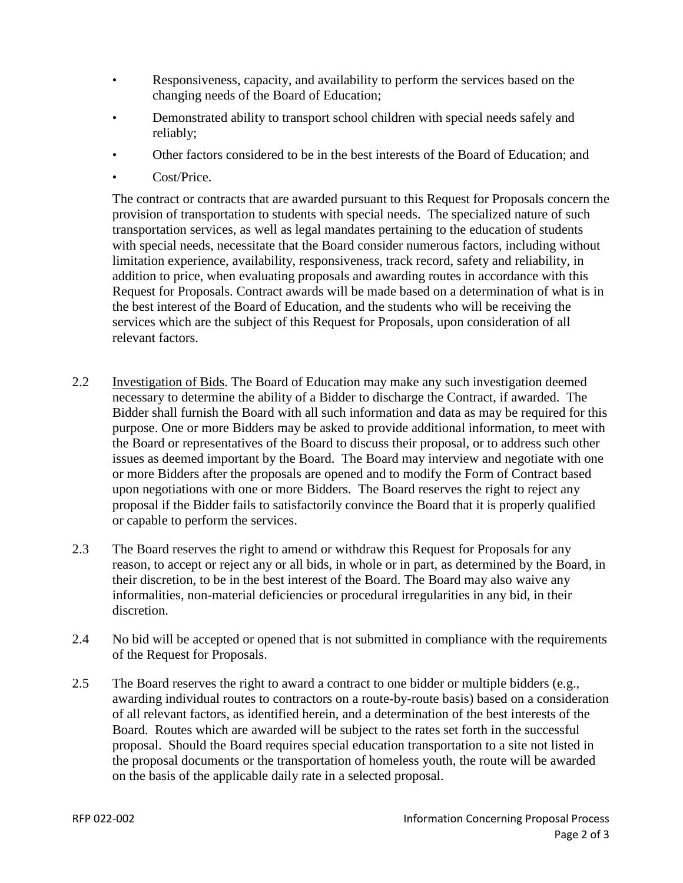- Responsiveness, capacity, and availability to perform the services based on the changing needs of the Board of Education;
- Demonstrated ability to transport school children with special needs safely and reliably;
- Other factors considered to be in the best interests of the Board of Education; and
- Cost/Price.

The contract or contracts that are awarded pursuant to this Request for Proposals concern the provision of transportation to students with special needs. The specialized nature of such transportation services, as well as legal mandates pertaining to the education of students with special needs, necessitate that the Board consider numerous factors, including without limitation experience, availability, responsiveness, track record, safety and reliability, in addition to price, when evaluating proposals and awarding routes in accordance with this Request for Proposals. Contract awards will be made based on a determination of what is in the best interest of the Board of Education, and the students who will be receiving the services which are the subject of this Request for Proposals, upon consideration of all relevant factors.

2.2 Investigation of Bids. The Board of Education may make any such investigation deemed necessary to determine the ability of a Bidder to discharge the Contract, if awarded. The Bidder shall furnish the Board with all such information and data as may be required for this purpose. One or more Bidders may be asked to provide additional information, to meet with the Board or representatives of the Board to discuss their proposal, or to address such other issues as deemed important by the Board. The Board may interview and negotiate with one or more Bidders after the proposals are opened and to modify the Form of Contract based upon negotiations with one or more Bidders. The Board reserves the right to reject any proposal if the Bidder fails to satisfactorily convince the Board that it is properly qualified or capable to perform the services.

2.3 The Board reserves the right to amend or withdraw this Request for Proposals for any reason, to accept or reject any or all bids, in whole or in part, as determined by the Board, in their discretion, to be in the best interest of the Board. The Board may also waive any informalities, non-material deficiencies or procedural irregularities in any bid, in their discretion.

2.4 No bid will be accepted or opened that is not submitted in compliance with the requirements of the Request for Proposals.

2.5 The Board reserves the right to award a contract to one bidder or multiple bidders (e.g., awarding individual routes to contractors on a route-by-route basis) based on a consideration of all relevant factors, as identified herein, and a determination of the best interests of the Board. Routes which are awarded will be subject to the rates set forth in the successful proposal. Should the Board requires special education transportation to a site not listed in the proposal documents or the transportation of homeless youth, the route will be awarded on the basis of the applicable daily rate in a selected proposal.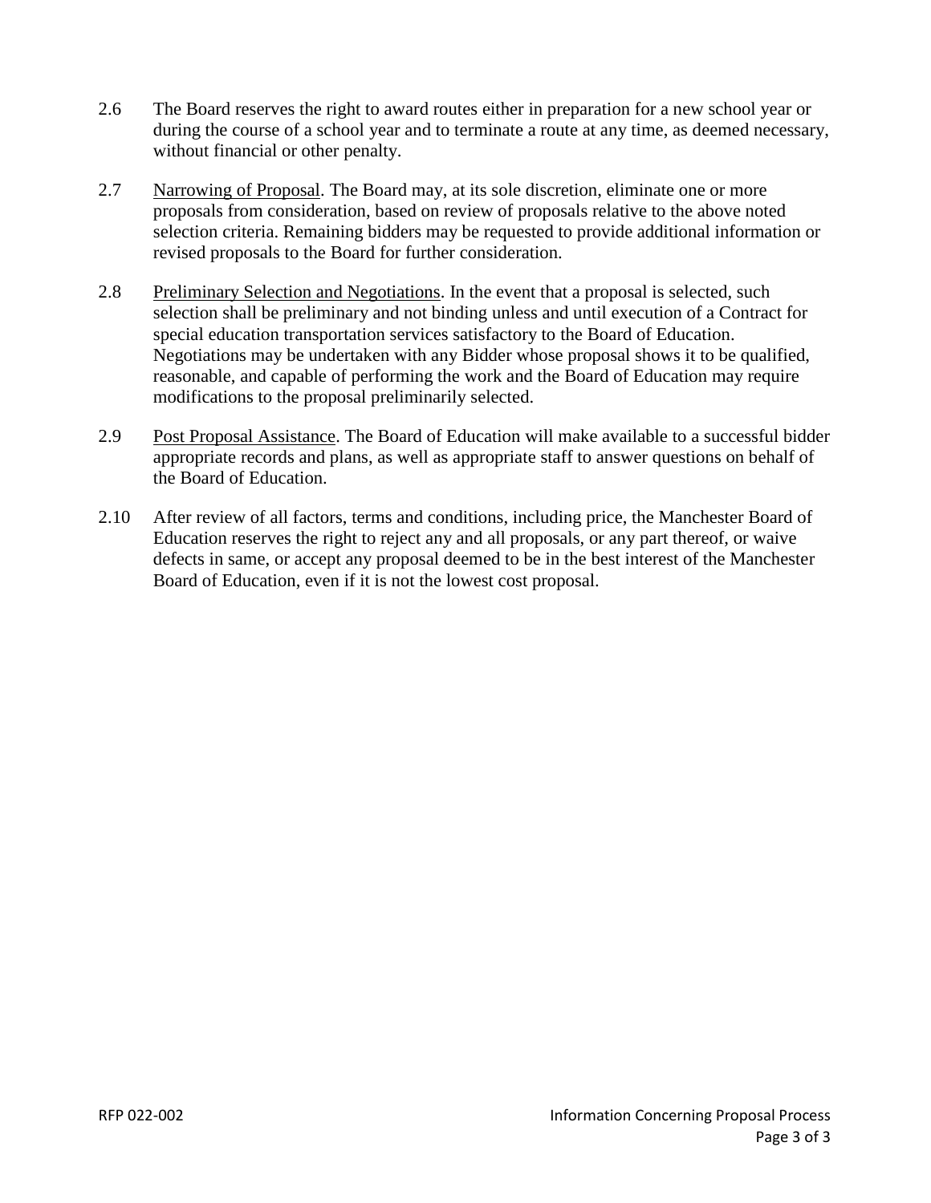2.6 The Board reserves the right to award routes either in preparation for a new school year or during the course of a school year and to terminate a route at any time, as deemed necessary, without financial or other penalty.

2.7 Narrowing of Proposal. The Board may, at its sole discretion, eliminate one or more proposals from consideration, based on review of proposals relative to the above noted selection criteria. Remaining bidders may be requested to provide additional information or revised proposals to the Board for further consideration.

2.8 Preliminary Selection and Negotiations. In the event that a proposal is selected, such selection shall be preliminary and not binding unless and until execution of a Contract for special education transportation services satisfactory to the Board of Education. Negotiations may be undertaken with any Bidder whose proposal shows it to be qualified, reasonable, and capable of performing the work and the Board of Education may require modifications to the proposal preliminarily selected.

2.9 Post Proposal Assistance. The Board of Education will make available to a successful bidder appropriate records and plans, as well as appropriate staff to answer questions on behalf of the Board of Education.

2.10 After review of all factors, terms and conditions, including price, the Manchester Board of Education reserves the right to reject any and all proposals, or any part thereof, or waive defects in same, or accept any proposal deemed to be in the best interest of the Manchester Board of Education, even if it is not the lowest cost proposal.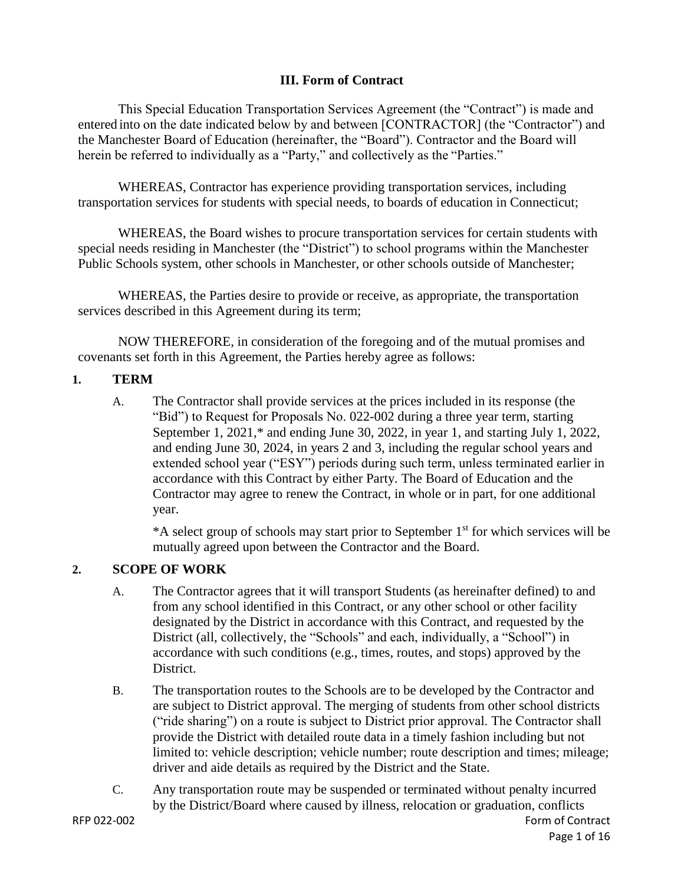## III. Form of Contract

This Special Education Transportation Services Agreement (the "Contract") is made and entered into on the date indicated below by and between [CONTRACTOR] (the "Contractor") and the Manchester Board of Education (hereinafter, the "Board"). Contractor and the Board will herein be referred to individually as a "Party," and collectively as the "Parties."

WHEREAS, Contractor has experience providing transportation services, including transportation services for students with special needs, to boards of education in Connecticut;

WHEREAS, the Board wishes to procure transportation services for certain students with special needs residing in Manchester (the "District") to school programs within the Manchester Public Schools system, other schools in Manchester, or other schools outside of Manchester;

WHEREAS, the Parties desire to provide or receive, as appropriate, the transportation services described in this Agreement during its term;

NOW THEREFORE, in consideration of the foregoing and of the mutual promises and covenants set forth in this Agreement, the Parties hereby agree as follows:

### 1. TERM

A. The Contractor shall provide services at the prices included in its response (the "Bid") to Request for Proposals No. 022-002 during a three year term, starting September 1, 2021,* and ending June 30, 2022, in year 1, and starting July 1, 2022, and ending June 30, 2024, in years 2 and 3, including the regular school years and extended school year ("ESY") periods during such term, unless terminated earlier in accordance with this Contract by either Party. The Board of Education and the Contractor may agree to renew the Contract, in whole or in part, for one additional year.

*A select group of schools may start prior to September 1st for which services will be mutually agreed upon between the Contractor and the Board.

### 2. SCOPE OF WORK

A. The Contractor agrees that it will transport Students (as hereinafter defined) to and from any school identified in this Contract, or any other school or other facility designated by the District in accordance with this Contract, and requested by the District (all, collectively, the "Schools" and each, individually, a "School") in accordance with such conditions (e.g., times, routes, and stops) approved by the District.

B. The transportation routes to the Schools are to be developed by the Contractor and are subject to District approval. The merging of students from other school districts ("ride sharing") on a route is subject to District prior approval. The Contractor shall provide the District with detailed route data in a timely fashion including but not limited to: vehicle description; vehicle number; route description and times; mileage; driver and aide details as required by the District and the State.

C. Any transportation route may be suspended or terminated without penalty incurred by the District/Board where caused by illness, relocation or graduation, conflicts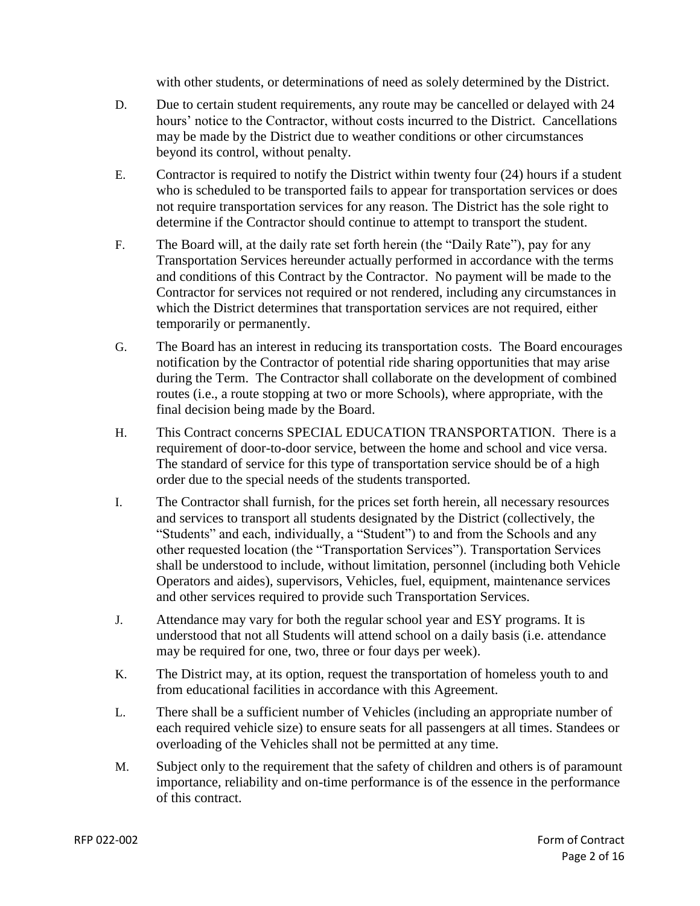with other students, or determinations of need as solely determined by the District.

D. Due to certain student requirements, any route may be cancelled or delayed with 24 hours' notice to the Contractor, without costs incurred to the District. Cancellations may be made by the District due to weather conditions or other circumstances beyond its control, without penalty.

E. Contractor is required to notify the District within twenty four (24) hours if a student who is scheduled to be transported fails to appear for transportation services or does not require transportation services for any reason. The District has the sole right to determine if the Contractor should continue to attempt to transport the student.

F. The Board will, at the daily rate set forth herein (the "Daily Rate"), pay for any Transportation Services hereunder actually performed in accordance with the terms and conditions of this Contract by the Contractor. No payment will be made to the Contractor for services not required or not rendered, including any circumstances in which the District determines that transportation services are not required, either temporarily or permanently.

G. The Board has an interest in reducing its transportation costs. The Board encourages notification by the Contractor of potential ride sharing opportunities that may arise during the Term. The Contractor shall collaborate on the development of combined routes (i.e., a route stopping at two or more Schools), where appropriate, with the final decision being made by the Board.

H. This Contract concerns SPECIAL EDUCATION TRANSPORTATION. There is a requirement of door-to-door service, between the home and school and vice versa. The standard of service for this type of transportation service should be of a high order due to the special needs of the students transported.

I. The Contractor shall furnish, for the prices set forth herein, all necessary resources and services to transport all students designated by the District (collectively, the "Students" and each, individually, a "Student") to and from the Schools and any other requested location (the "Transportation Services"). Transportation Services shall be understood to include, without limitation, personnel (including both Vehicle Operators and aides), supervisors, Vehicles, fuel, equipment, maintenance services and other services required to provide such Transportation Services.

J. Attendance may vary for both the regular school year and ESY programs. It is understood that not all Students will attend school on a daily basis (i.e. attendance may be required for one, two, three or four days per week).

K. The District may, at its option, request the transportation of homeless youth to and from educational facilities in accordance with this Agreement.

L. There shall be a sufficient number of Vehicles (including an appropriate number of each required vehicle size) to ensure seats for all passengers at all times. Standees or overloading of the Vehicles shall not be permitted at any time.

M. Subject only to the requirement that the safety of children and others is of paramount importance, reliability and on-time performance is of the essence in the performance of this contract.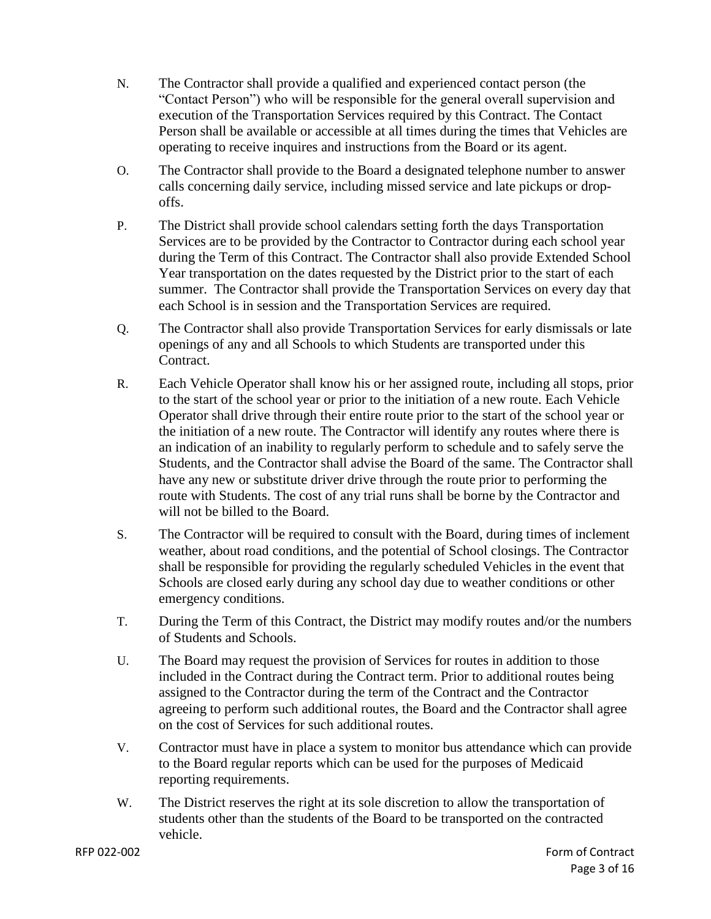N. The Contractor shall provide a qualified and experienced contact person (the "Contact Person") who will be responsible for the general overall supervision and execution of the Transportation Services required by this Contract. The Contact Person shall be available or accessible at all times during the times that Vehicles are operating to receive inquires and instructions from the Board or its agent.

O. The Contractor shall provide to the Board a designated telephone number to answer calls concerning daily service, including missed service and late pickups or drop-offs.

P. The District shall provide school calendars setting forth the days Transportation Services are to be provided by the Contractor to Contractor during each school year during the Term of this Contract. The Contractor shall also provide Extended School Year transportation on the dates requested by the District prior to the start of each summer. The Contractor shall provide the Transportation Services on every day that each School is in session and the Transportation Services are required.

Q. The Contractor shall also provide Transportation Services for early dismissals or late openings of any and all Schools to which Students are transported under this Contract.

R. Each Vehicle Operator shall know his or her assigned route, including all stops, prior to the start of the school year or prior to the initiation of a new route. Each Vehicle Operator shall drive through their entire route prior to the start of the school year or the initiation of a new route. The Contractor will identify any routes where there is an indication of an inability to regularly perform to schedule and to safely serve the Students, and the Contractor shall advise the Board of the same. The Contractor shall have any new or substitute driver drive through the route prior to performing the route with Students. The cost of any trial runs shall be borne by the Contractor and will not be billed to the Board.

S. The Contractor will be required to consult with the Board, during times of inclement weather, about road conditions, and the potential of School closings. The Contractor shall be responsible for providing the regularly scheduled Vehicles in the event that Schools are closed early during any school day due to weather conditions or other emergency conditions.

T. During the Term of this Contract, the District may modify routes and/or the numbers of Students and Schools.

U. The Board may request the provision of Services for routes in addition to those included in the Contract during the Contract term. Prior to additional routes being assigned to the Contractor during the term of the Contract and the Contractor agreeing to perform such additional routes, the Board and the Contractor shall agree on the cost of Services for such additional routes.

V. Contractor must have in place a system to monitor bus attendance which can provide to the Board regular reports which can be used for the purposes of Medicaid reporting requirements.

W. The District reserves the right at its sole discretion to allow the transportation of students other than the students of the Board to be transported on the contracted vehicle.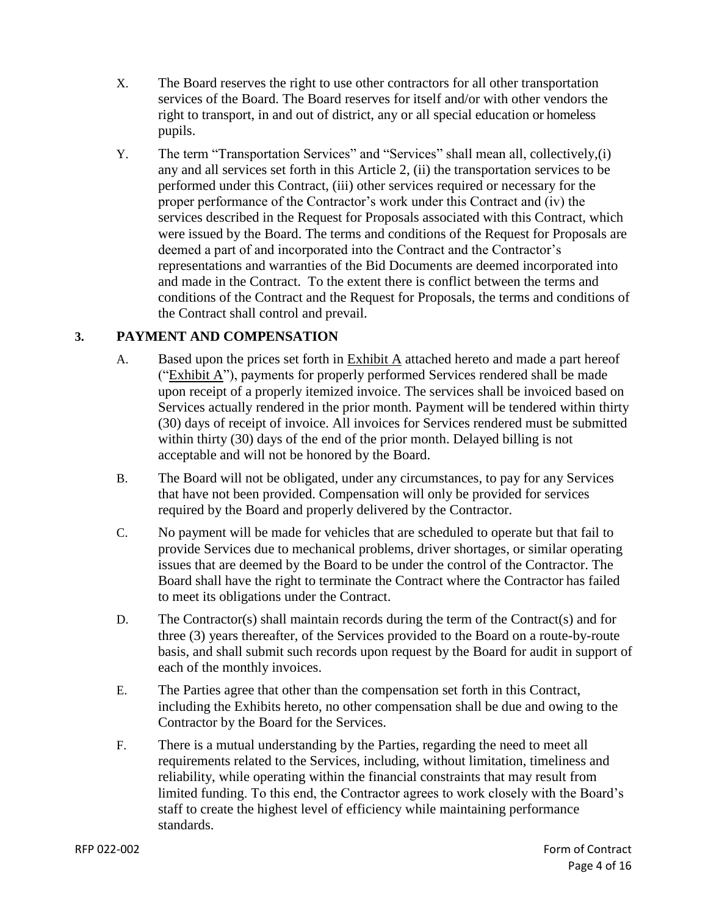X. The Board reserves the right to use other contractors for all other transportation services of the Board. The Board reserves for itself and/or with other vendors the right to transport, in and out of district, any or all special education or homeless pupils.

Y. The term "Transportation Services" and "Services" shall mean all, collectively,(i) any and all services set forth in this Article 2, (ii) the transportation services to be performed under this Contract, (iii) other services required or necessary for the proper performance of the Contractor's work under this Contract and (iv) the services described in the Request for Proposals associated with this Contract, which were issued by the Board. The terms and conditions of the Request for Proposals are deemed a part of and incorporated into the Contract and the Contractor's representations and warranties of the Bid Documents are deemed incorporated into and made in the Contract. To the extent there is conflict between the terms and conditions of the Contract and the Request for Proposals, the terms and conditions of the Contract shall control and prevail.

## 3. PAYMENT AND COMPENSATION

A. Based upon the prices set forth in Exhibit A attached hereto and made a part hereof ("Exhibit A"), payments for properly performed Services rendered shall be made upon receipt of a properly itemized invoice. The services shall be invoiced based on Services actually rendered in the prior month. Payment will be tendered within thirty (30) days of receipt of invoice. All invoices for Services rendered must be submitted within thirty (30) days of the end of the prior month. Delayed billing is not acceptable and will not be honored by the Board.

B. The Board will not be obligated, under any circumstances, to pay for any Services that have not been provided. Compensation will only be provided for services required by the Board and properly delivered by the Contractor.

C. No payment will be made for vehicles that are scheduled to operate but that fail to provide Services due to mechanical problems, driver shortages, or similar operating issues that are deemed by the Board to be under the control of the Contractor. The Board shall have the right to terminate the Contract where the Contractor has failed to meet its obligations under the Contract.

D. The Contractor(s) shall maintain records during the term of the Contract(s) and for three (3) years thereafter, of the Services provided to the Board on a route-by-route basis, and shall submit such records upon request by the Board for audit in support of each of the monthly invoices.

E. The Parties agree that other than the compensation set forth in this Contract, including the Exhibits hereto, no other compensation shall be due and owing to the Contractor by the Board for the Services.

F. There is a mutual understanding by the Parties, regarding the need to meet all requirements related to the Services, including, without limitation, timeliness and reliability, while operating within the financial constraints that may result from limited funding. To this end, the Contractor agrees to work closely with the Board's staff to create the highest level of efficiency while maintaining performance standards.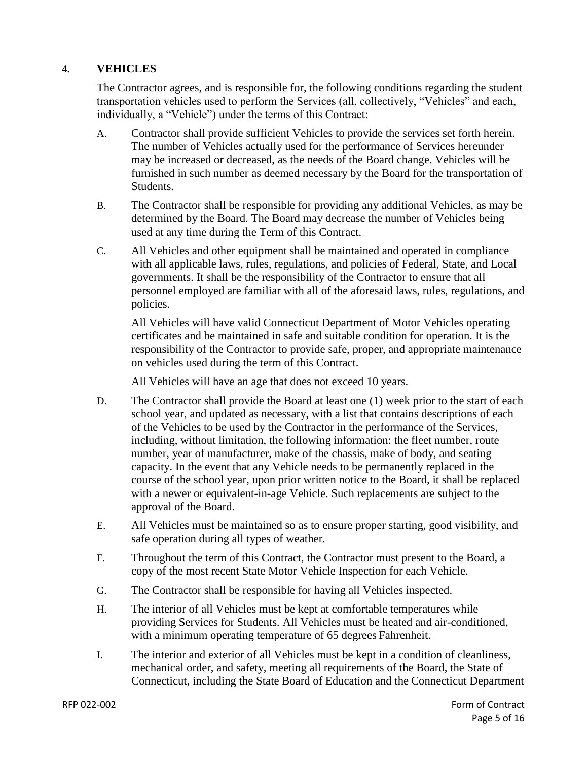## 4. VEHICLES

The Contractor agrees, and is responsible for, the following conditions regarding the student transportation vehicles used to perform the Services (all, collectively, "Vehicles" and each, individually, a "Vehicle") under the terms of this Contract:

A. Contractor shall provide sufficient Vehicles to provide the services set forth herein. The number of Vehicles actually used for the performance of Services hereunder may be increased or decreased, as the needs of the Board change. Vehicles will be furnished in such number as deemed necessary by the Board for the transportation of Students.

B. The Contractor shall be responsible for providing any additional Vehicles, as may be determined by the Board. The Board may decrease the number of Vehicles being used at any time during the Term of this Contract.

C. All Vehicles and other equipment shall be maintained and operated in compliance with all applicable laws, rules, regulations, and policies of Federal, State, and Local governments. It shall be the responsibility of the Contractor to ensure that all personnel employed are familiar with all of the aforesaid laws, rules, regulations, and policies.

   All Vehicles will have valid Connecticut Department of Motor Vehicles operating certificates and be maintained in safe and suitable condition for operation. It is the responsibility of the Contractor to provide safe, proper, and appropriate maintenance on vehicles used during the term of this Contract.

   All Vehicles will have an age that does not exceed 10 years.

D. The Contractor shall provide the Board at least one (1) week prior to the start of each school year, and updated as necessary, with a list that contains descriptions of each of the Vehicles to be used by the Contractor in the performance of the Services, including, without limitation, the following information: the fleet number, route number, year of manufacturer, make of the chassis, make of body, and seating capacity. In the event that any Vehicle needs to be permanently replaced in the course of the school year, upon prior written notice to the Board, it shall be replaced with a newer or equivalent-in-age Vehicle. Such replacements are subject to the approval of the Board.

E. All Vehicles must be maintained so as to ensure proper starting, good visibility, and safe operation during all types of weather.

F. Throughout the term of this Contract, the Contractor must present to the Board, a copy of the most recent State Motor Vehicle Inspection for each Vehicle.

G. The Contractor shall be responsible for having all Vehicles inspected.

H. The interior of all Vehicles must be kept at comfortable temperatures while providing Services for Students. All Vehicles must be heated and air-conditioned, with a minimum operating temperature of 65 degrees Fahrenheit.

I. The interior and exterior of all Vehicles must be kept in a condition of cleanliness, mechanical order, and safety, meeting all requirements of the Board, the State of Connecticut, including the State Board of Education and the Connecticut Department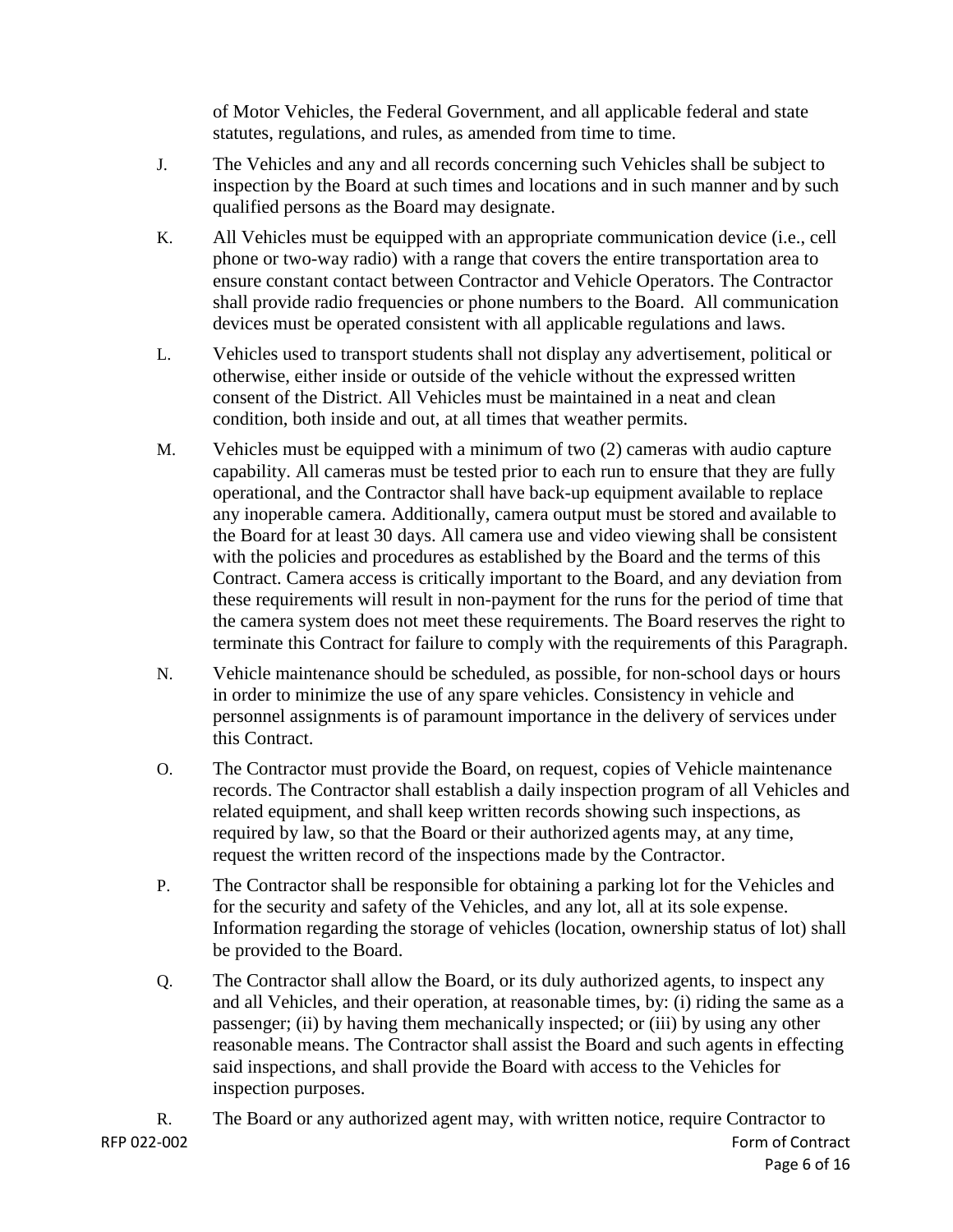of Motor Vehicles, the Federal Government, and all applicable federal and state statutes, regulations, and rules, as amended from time to time.

J. The Vehicles and any and all records concerning such Vehicles shall be subject to inspection by the Board at such times and locations and in such manner and by such qualified persons as the Board may designate.

K. All Vehicles must be equipped with an appropriate communication device (i.e., cell phone or two-way radio) with a range that covers the entire transportation area to ensure constant contact between Contractor and Vehicle Operators. The Contractor shall provide radio frequencies or phone numbers to the Board. All communication devices must be operated consistent with all applicable regulations and laws.

L. Vehicles used to transport students shall not display any advertisement, political or otherwise, either inside or outside of the vehicle without the expressed written consent of the District. All Vehicles must be maintained in a neat and clean condition, both inside and out, at all times that weather permits.

M. Vehicles must be equipped with a minimum of two (2) cameras with audio capture capability. All cameras must be tested prior to each run to ensure that they are fully operational, and the Contractor shall have back-up equipment available to replace any inoperable camera. Additionally, camera output must be stored and available to the Board for at least 30 days. All camera use and video viewing shall be consistent with the policies and procedures as established by the Board and the terms of this Contract. Camera access is critically important to the Board, and any deviation from these requirements will result in non-payment for the runs for the period of time that the camera system does not meet these requirements. The Board reserves the right to terminate this Contract for failure to comply with the requirements of this Paragraph.

N. Vehicle maintenance should be scheduled, as possible, for non-school days or hours in order to minimize the use of any spare vehicles. Consistency in vehicle and personnel assignments is of paramount importance in the delivery of services under this Contract.

O. The Contractor must provide the Board, on request, copies of Vehicle maintenance records. The Contractor shall establish a daily inspection program of all Vehicles and related equipment, and shall keep written records showing such inspections, as required by law, so that the Board or their authorized agents may, at any time, request the written record of the inspections made by the Contractor.

P. The Contractor shall be responsible for obtaining a parking lot for the Vehicles and for the security and safety of the Vehicles, and any lot, all at its sole expense. Information regarding the storage of vehicles (location, ownership status of lot) shall be provided to the Board.

Q. The Contractor shall allow the Board, or its duly authorized agents, to inspect any and all Vehicles, and their operation, at reasonable times, by: (i) riding the same as a passenger; (ii) by having them mechanically inspected; or (iii) by using any other reasonable means. The Contractor shall assist the Board and such agents in effecting said inspections, and shall provide the Board with access to the Vehicles for inspection purposes.

R. The Board or any authorized agent may, with written notice, require Contractor to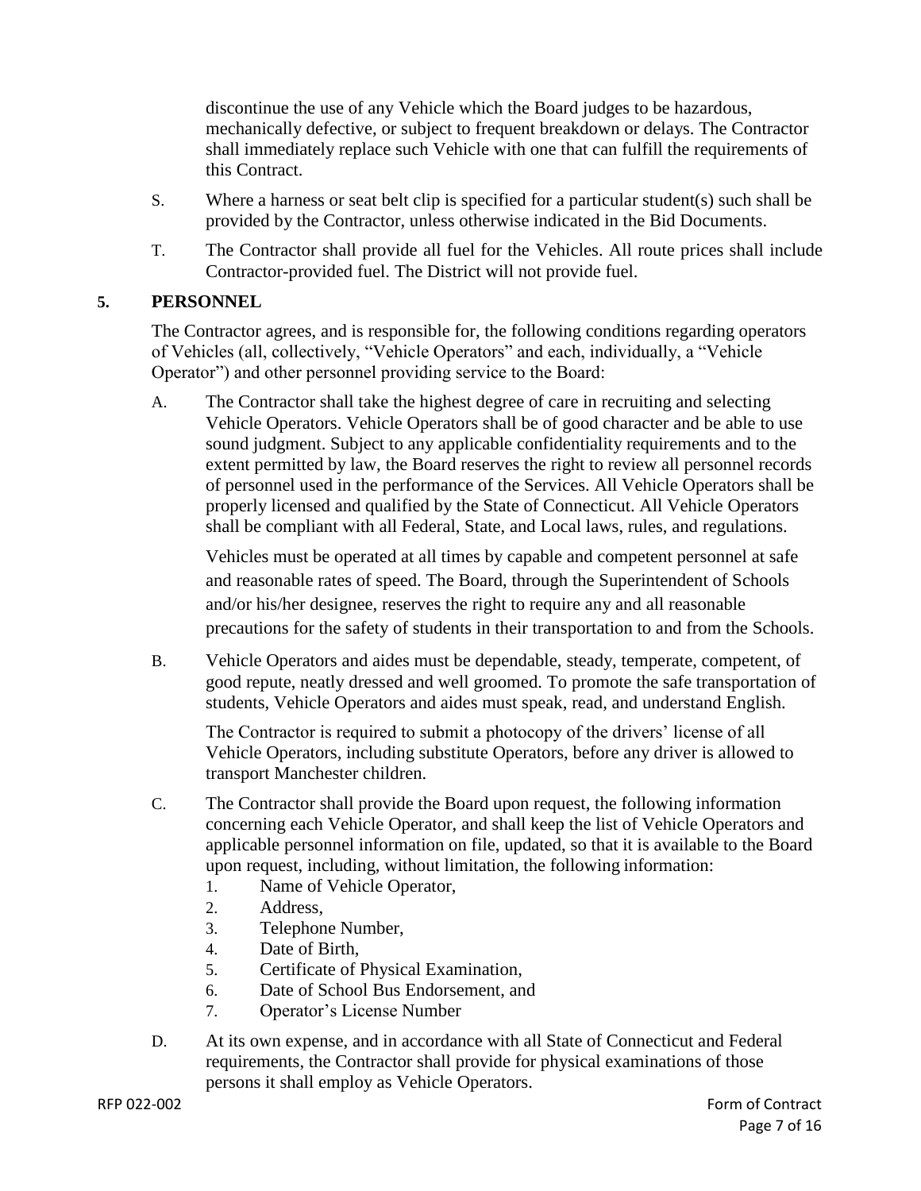discontinue the use of any Vehicle which the Board judges to be hazardous, mechanically defective, or subject to frequent breakdown or delays. The Contractor shall immediately replace such Vehicle with one that can fulfill the requirements of this Contract.

S. Where a harness or seat belt clip is specified for a particular student(s) such shall be provided by the Contractor, unless otherwise indicated in the Bid Documents.

T. The Contractor shall provide all fuel for the Vehicles. All route prices shall include Contractor-provided fuel. The District will not provide fuel.

## 5. PERSONNEL

The Contractor agrees, and is responsible for, the following conditions regarding operators of Vehicles (all, collectively, "Vehicle Operators" and each, individually, a "Vehicle Operator") and other personnel providing service to the Board:

A. The Contractor shall take the highest degree of care in recruiting and selecting Vehicle Operators. Vehicle Operators shall be of good character and be able to use sound judgment. Subject to any applicable confidentiality requirements and to the extent permitted by law, the Board reserves the right to review all personnel records of personnel used in the performance of the Services. All Vehicle Operators shall be properly licensed and qualified by the State of Connecticut. All Vehicle Operators shall be compliant with all Federal, State, and Local laws, rules, and regulations.

Vehicles must be operated at all times by capable and competent personnel at safe and reasonable rates of speed. The Board, through the Superintendent of Schools and/or his/her designee, reserves the right to require any and all reasonable precautions for the safety of students in their transportation to and from the Schools.

B. Vehicle Operators and aides must be dependable, steady, temperate, competent, of good repute, neatly dressed and well groomed. To promote the safe transportation of students, Vehicle Operators and aides must speak, read, and understand English.

The Contractor is required to submit a photocopy of the drivers' license of all Vehicle Operators, including substitute Operators, before any driver is allowed to transport Manchester children.

C. The Contractor shall provide the Board upon request, the following information concerning each Vehicle Operator, and shall keep the list of Vehicle Operators and applicable personnel information on file, updated, so that it is available to the Board upon request, including, without limitation, the following information:

1. Name of Vehicle Operator,
2. Address,
3. Telephone Number,
4. Date of Birth,
5. Certificate of Physical Examination,
6. Date of School Bus Endorsement, and
7. Operator's License Number

D. At its own expense, and in accordance with all State of Connecticut and Federal requirements, the Contractor shall provide for physical examinations of those persons it shall employ as Vehicle Operators.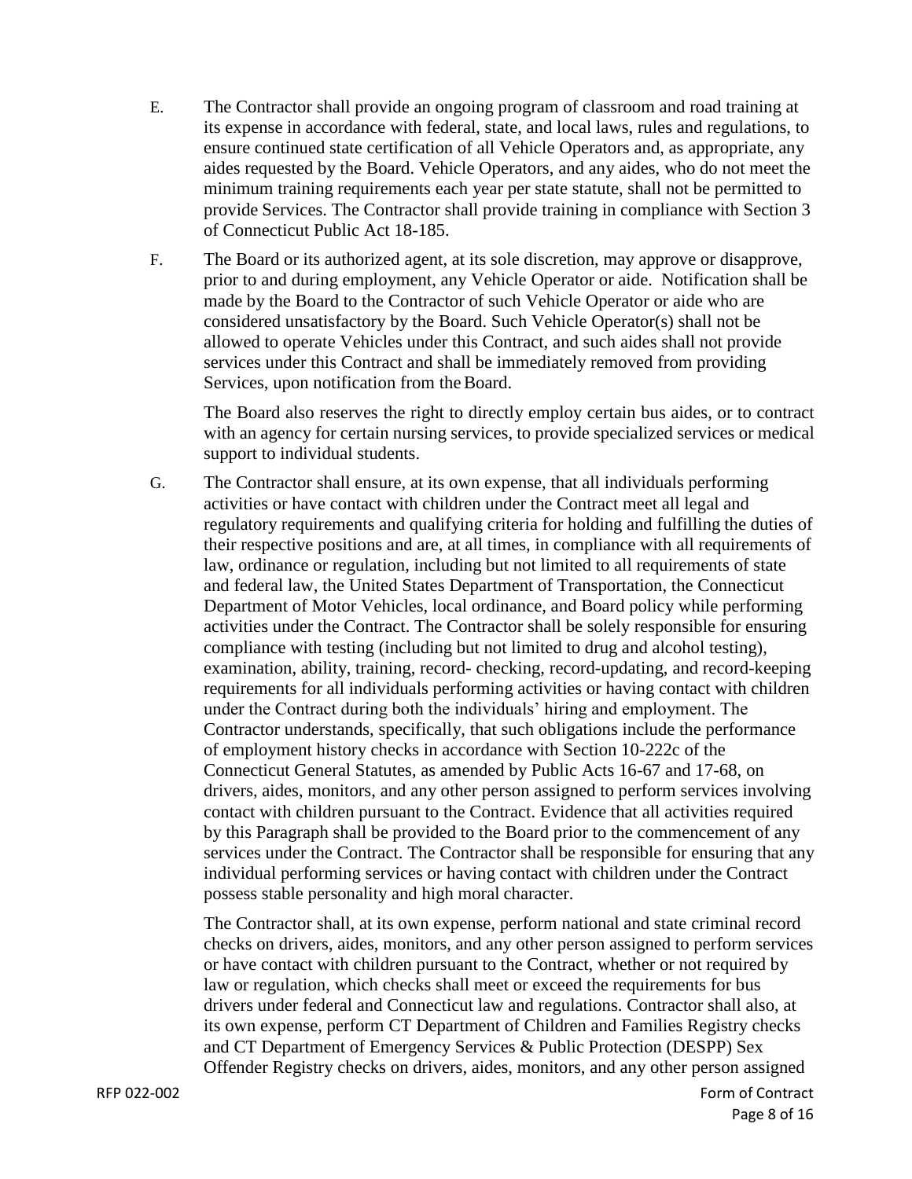E. The Contractor shall provide an ongoing program of classroom and road training at its expense in accordance with federal, state, and local laws, rules and regulations, to ensure continued state certification of all Vehicle Operators and, as appropriate, any aides requested by the Board. Vehicle Operators, and any aides, who do not meet the minimum training requirements each year per state statute, shall not be permitted to provide Services. The Contractor shall provide training in compliance with Section 3 of Connecticut Public Act 18-185.

F. The Board or its authorized agent, at its sole discretion, may approve or disapprove, prior to and during employment, any Vehicle Operator or aide. Notification shall be made by the Board to the Contractor of such Vehicle Operator or aide who are considered unsatisfactory by the Board. Such Vehicle Operator(s) shall not be allowed to operate Vehicles under this Contract, and such aides shall not provide services under this Contract and shall be immediately removed from providing Services, upon notification from the Board.

The Board also reserves the right to directly employ certain bus aides, or to contract with an agency for certain nursing services, to provide specialized services or medical support to individual students.

G. The Contractor shall ensure, at its own expense, that all individuals performing activities or have contact with children under the Contract meet all legal and regulatory requirements and qualifying criteria for holding and fulfilling the duties of their respective positions and are, at all times, in compliance with all requirements of law, ordinance or regulation, including but not limited to all requirements of state and federal law, the United States Department of Transportation, the Connecticut Department of Motor Vehicles, local ordinance, and Board policy while performing activities under the Contract. The Contractor shall be solely responsible for ensuring compliance with testing (including but not limited to drug and alcohol testing), examination, ability, training, record- checking, record-updating, and record-keeping requirements for all individuals performing activities or having contact with children under the Contract during both the individuals' hiring and employment. The Contractor understands, specifically, that such obligations include the performance of employment history checks in accordance with Section 10-222c of the Connecticut General Statutes, as amended by Public Acts 16-67 and 17-68, on drivers, aides, monitors, and any other person assigned to perform services involving contact with children pursuant to the Contract. Evidence that all activities required by this Paragraph shall be provided to the Board prior to the commencement of any services under the Contract. The Contractor shall be responsible for ensuring that any individual performing services or having contact with children under the Contract possess stable personality and high moral character.

The Contractor shall, at its own expense, perform national and state criminal record checks on drivers, aides, monitors, and any other person assigned to perform services or have contact with children pursuant to the Contract, whether or not required by law or regulation, which checks shall meet or exceed the requirements for bus drivers under federal and Connecticut law and regulations. Contractor shall also, at its own expense, perform CT Department of Children and Families Registry checks and CT Department of Emergency Services & Public Protection (DESPP) Sex Offender Registry checks on drivers, aides, monitors, and any other person assigned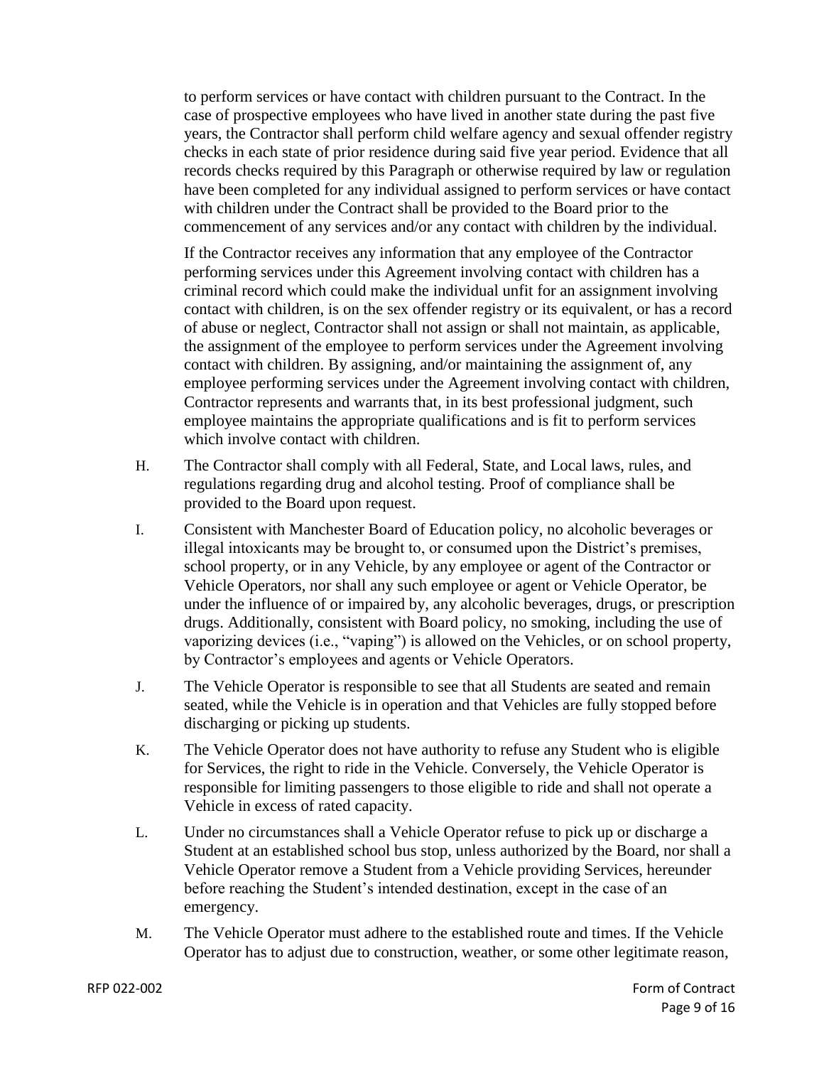to perform services or have contact with children pursuant to the Contract. In the case of prospective employees who have lived in another state during the past five years, the Contractor shall perform child welfare agency and sexual offender registry checks in each state of prior residence during said five year period. Evidence that all records checks required by this Paragraph or otherwise required by law or regulation have been completed for any individual assigned to perform services or have contact with children under the Contract shall be provided to the Board prior to the commencement of any services and/or any contact with children by the individual.

If the Contractor receives any information that any employee of the Contractor performing services under this Agreement involving contact with children has a criminal record which could make the individual unfit for an assignment involving contact with children, is on the sex offender registry or its equivalent, or has a record of abuse or neglect, Contractor shall not assign or shall not maintain, as applicable, the assignment of the employee to perform services under the Agreement involving contact with children. By assigning, and/or maintaining the assignment of, any employee performing services under the Agreement involving contact with children, Contractor represents and warrants that, in its best professional judgment, such employee maintains the appropriate qualifications and is fit to perform services which involve contact with children.

H. The Contractor shall comply with all Federal, State, and Local laws, rules, and regulations regarding drug and alcohol testing. Proof of compliance shall be provided to the Board upon request.

I. Consistent with Manchester Board of Education policy, no alcoholic beverages or illegal intoxicants may be brought to, or consumed upon the District's premises, school property, or in any Vehicle, by any employee or agent of the Contractor or Vehicle Operators, nor shall any such employee or agent or Vehicle Operator, be under the influence of or impaired by, any alcoholic beverages, drugs, or prescription drugs. Additionally, consistent with Board policy, no smoking, including the use of vaporizing devices (i.e., "vaping") is allowed on the Vehicles, or on school property, by Contractor's employees and agents or Vehicle Operators.

J. The Vehicle Operator is responsible to see that all Students are seated and remain seated, while the Vehicle is in operation and that Vehicles are fully stopped before discharging or picking up students.

K. The Vehicle Operator does not have authority to refuse any Student who is eligible for Services, the right to ride in the Vehicle. Conversely, the Vehicle Operator is responsible for limiting passengers to those eligible to ride and shall not operate a Vehicle in excess of rated capacity.

L. Under no circumstances shall a Vehicle Operator refuse to pick up or discharge a Student at an established school bus stop, unless authorized by the Board, nor shall a Vehicle Operator remove a Student from a Vehicle providing Services, hereunder before reaching the Student's intended destination, except in the case of an emergency.

M. The Vehicle Operator must adhere to the established route and times. If the Vehicle Operator has to adjust due to construction, weather, or some other legitimate reason,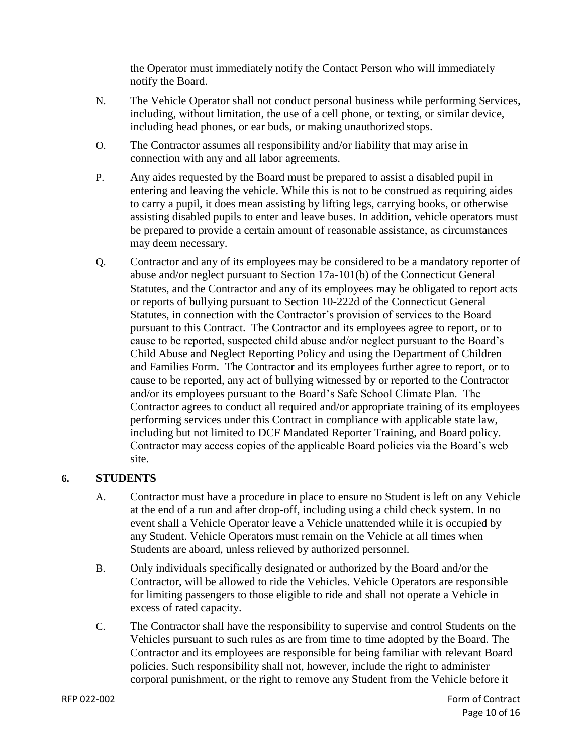the Operator must immediately notify the Contact Person who will immediately notify the Board.

N. The Vehicle Operator shall not conduct personal business while performing Services, including, without limitation, the use of a cell phone, or texting, or similar device, including head phones, or ear buds, or making unauthorized stops.

O. The Contractor assumes all responsibility and/or liability that may arise in connection with any and all labor agreements.

P. Any aides requested by the Board must be prepared to assist a disabled pupil in entering and leaving the vehicle. While this is not to be construed as requiring aides to carry a pupil, it does mean assisting by lifting legs, carrying books, or otherwise assisting disabled pupils to enter and leave buses. In addition, vehicle operators must be prepared to provide a certain amount of reasonable assistance, as circumstances may deem necessary.

Q. Contractor and any of its employees may be considered to be a mandatory reporter of abuse and/or neglect pursuant to Section 17a-101(b) of the Connecticut General Statutes, and the Contractor and any of its employees may be obligated to report acts or reports of bullying pursuant to Section 10-222d of the Connecticut General Statutes, in connection with the Contractor's provision of services to the Board pursuant to this Contract. The Contractor and its employees agree to report, or to cause to be reported, suspected child abuse and/or neglect pursuant to the Board's Child Abuse and Neglect Reporting Policy and using the Department of Children and Families Form. The Contractor and its employees further agree to report, or to cause to be reported, any act of bullying witnessed by or reported to the Contractor and/or its employees pursuant to the Board's Safe School Climate Plan. The Contractor agrees to conduct all required and/or appropriate training of its employees performing services under this Contract in compliance with applicable state law, including but not limited to DCF Mandated Reporter Training, and Board policy. Contractor may access copies of the applicable Board policies via the Board's web site.

## 6. STUDENTS

A. Contractor must have a procedure in place to ensure no Student is left on any Vehicle at the end of a run and after drop-off, including using a child check system. In no event shall a Vehicle Operator leave a Vehicle unattended while it is occupied by any Student. Vehicle Operators must remain on the Vehicle at all times when Students are aboard, unless relieved by authorized personnel.

B. Only individuals specifically designated or authorized by the Board and/or the Contractor, will be allowed to ride the Vehicles. Vehicle Operators are responsible for limiting passengers to those eligible to ride and shall not operate a Vehicle in excess of rated capacity.

C. The Contractor shall have the responsibility to supervise and control Students on the Vehicles pursuant to such rules as are from time to time adopted by the Board. The Contractor and its employees are responsible for being familiar with relevant Board policies. Such responsibility shall not, however, include the right to administer corporal punishment, or the right to remove any Student from the Vehicle before it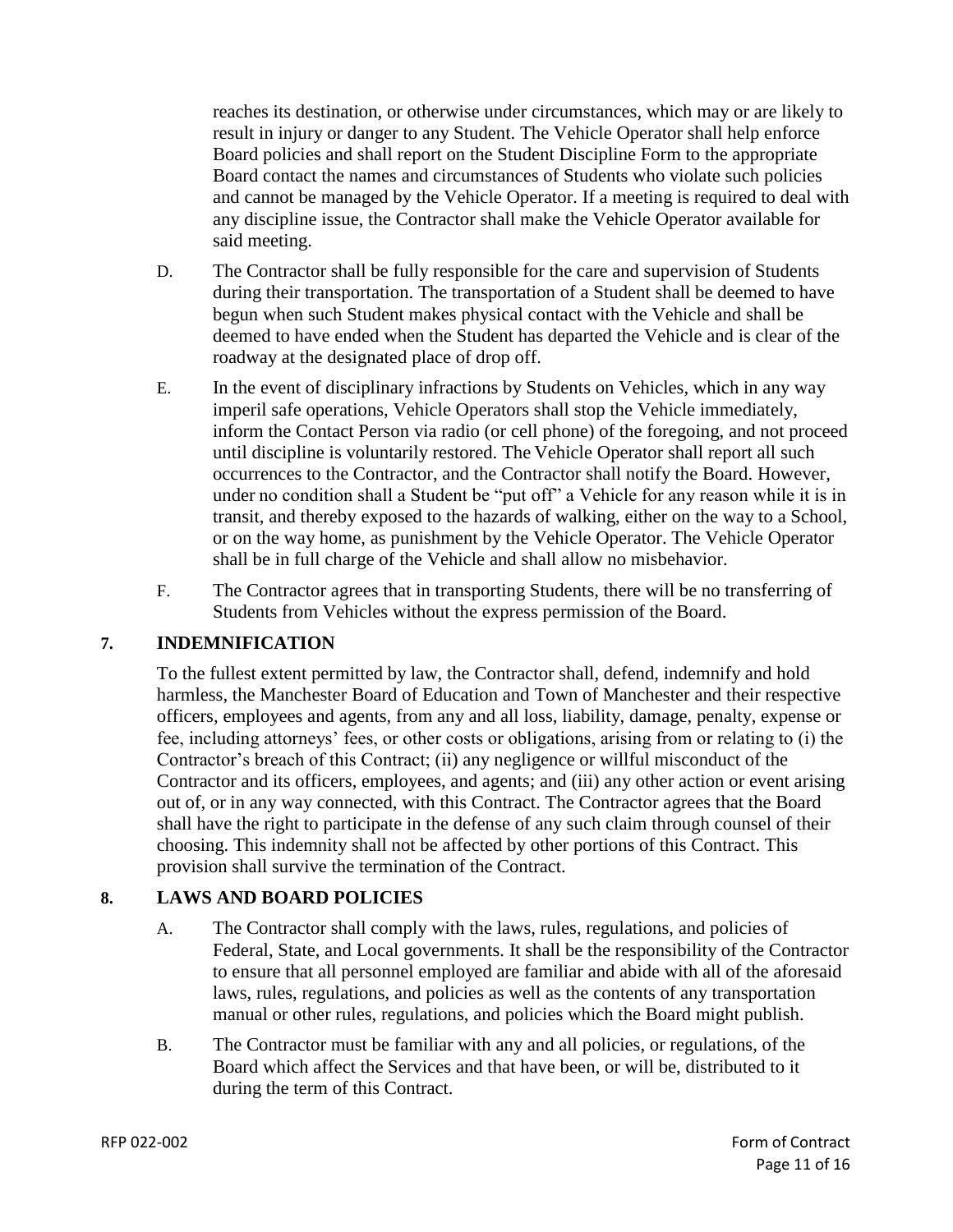reaches its destination, or otherwise under circumstances, which may or are likely to result in injury or danger to any Student. The Vehicle Operator shall help enforce Board policies and shall report on the Student Discipline Form to the appropriate Board contact the names and circumstances of Students who violate such policies and cannot be managed by the Vehicle Operator. If a meeting is required to deal with any discipline issue, the Contractor shall make the Vehicle Operator available for said meeting.

D. The Contractor shall be fully responsible for the care and supervision of Students during their transportation. The transportation of a Student shall be deemed to have begun when such Student makes physical contact with the Vehicle and shall be deemed to have ended when the Student has departed the Vehicle and is clear of the roadway at the designated place of drop off.

E. In the event of disciplinary infractions by Students on Vehicles, which in any way imperil safe operations, Vehicle Operators shall stop the Vehicle immediately, inform the Contact Person via radio (or cell phone) of the foregoing, and not proceed until discipline is voluntarily restored. The Vehicle Operator shall report all such occurrences to the Contractor, and the Contractor shall notify the Board. However, under no condition shall a Student be "put off" a Vehicle for any reason while it is in transit, and thereby exposed to the hazards of walking, either on the way to a School, or on the way home, as punishment by the Vehicle Operator. The Vehicle Operator shall be in full charge of the Vehicle and shall allow no misbehavior.

F. The Contractor agrees that in transporting Students, there will be no transferring of Students from Vehicles without the express permission of the Board.

## 7. INDEMNIFICATION

To the fullest extent permitted by law, the Contractor shall, defend, indemnify and hold harmless, the Manchester Board of Education and Town of Manchester and their respective officers, employees and agents, from any and all loss, liability, damage, penalty, expense or fee, including attorneys' fees, or other costs or obligations, arising from or relating to (i) the Contractor's breach of this Contract; (ii) any negligence or willful misconduct of the Contractor and its officers, employees, and agents; and (iii) any other action or event arising out of, or in any way connected, with this Contract. The Contractor agrees that the Board shall have the right to participate in the defense of any such claim through counsel of their choosing. This indemnity shall not be affected by other portions of this Contract. This provision shall survive the termination of the Contract.

## 8. LAWS AND BOARD POLICIES

A. The Contractor shall comply with the laws, rules, regulations, and policies of Federal, State, and Local governments. It shall be the responsibility of the Contractor to ensure that all personnel employed are familiar and abide with all of the aforesaid laws, rules, regulations, and policies as well as the contents of any transportation manual or other rules, regulations, and policies which the Board might publish.

B. The Contractor must be familiar with any and all policies, or regulations, of the Board which affect the Services and that have been, or will be, distributed to it during the term of this Contract.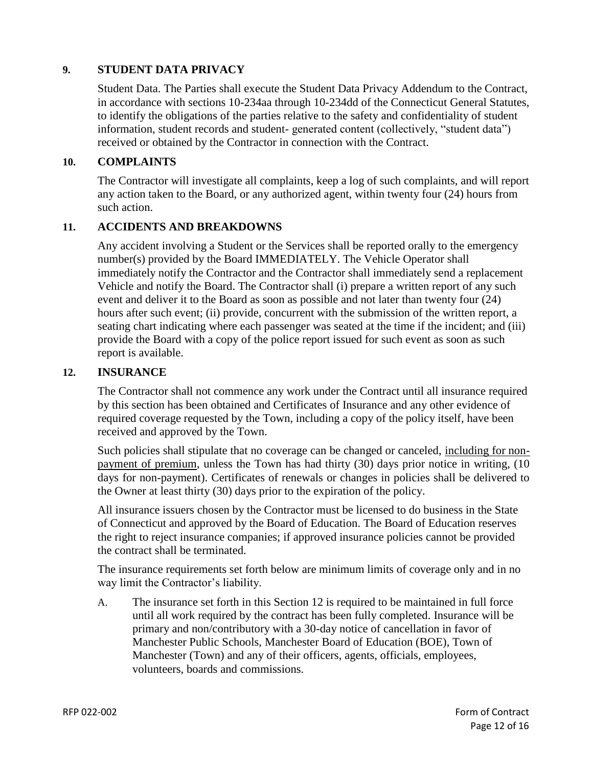## 9. STUDENT DATA PRIVACY

Student Data. The Parties shall execute the Student Data Privacy Addendum to the Contract, in accordance with sections 10-234aa through 10-234dd of the Connecticut General Statutes, to identify the obligations of the parties relative to the safety and confidentiality of student information, student records and student- generated content (collectively, "student data") received or obtained by the Contractor in connection with the Contract.

## 10. COMPLAINTS

The Contractor will investigate all complaints, keep a log of such complaints, and will report any action taken to the Board, or any authorized agent, within twenty four (24) hours from such action.

## 11. ACCIDENTS AND BREAKDOWNS

Any accident involving a Student or the Services shall be reported orally to the emergency number(s) provided by the Board IMMEDIATELY. The Vehicle Operator shall immediately notify the Contractor and the Contractor shall immediately send a replacement Vehicle and notify the Board. The Contractor shall (i) prepare a written report of any such event and deliver it to the Board as soon as possible and not later than twenty four (24) hours after such event; (ii) provide, concurrent with the submission of the written report, a seating chart indicating where each passenger was seated at the time if the incident; and (iii) provide the Board with a copy of the police report issued for such event as soon as such report is available.

## 12. INSURANCE

The Contractor shall not commence any work under the Contract until all insurance required by this section has been obtained and Certificates of Insurance and any other evidence of required coverage requested by the Town, including a copy of the policy itself, have been received and approved by the Town.

Such policies shall stipulate that no coverage can be changed or canceled, <u>including for non-payment of premium</u>, unless the Town has had thirty (30) days prior notice in writing, (10 days for non-payment). Certificates of renewals or changes in policies shall be delivered to the Owner at least thirty (30) days prior to the expiration of the policy.

All insurance issuers chosen by the Contractor must be licensed to do business in the State of Connecticut and approved by the Board of Education. The Board of Education reserves the right to reject insurance companies; if approved insurance policies cannot be provided the contract shall be terminated.

The insurance requirements set forth below are minimum limits of coverage only and in no way limit the Contractor's liability.

A. The insurance set forth in this Section 12 is required to be maintained in full force until all work required by the contract has been fully completed. Insurance will be primary and non/contributory with a 30-day notice of cancellation in favor of Manchester Public Schools, Manchester Board of Education (BOE), Town of Manchester (Town) and any of their officers, agents, officials, employees, volunteers, boards and commissions.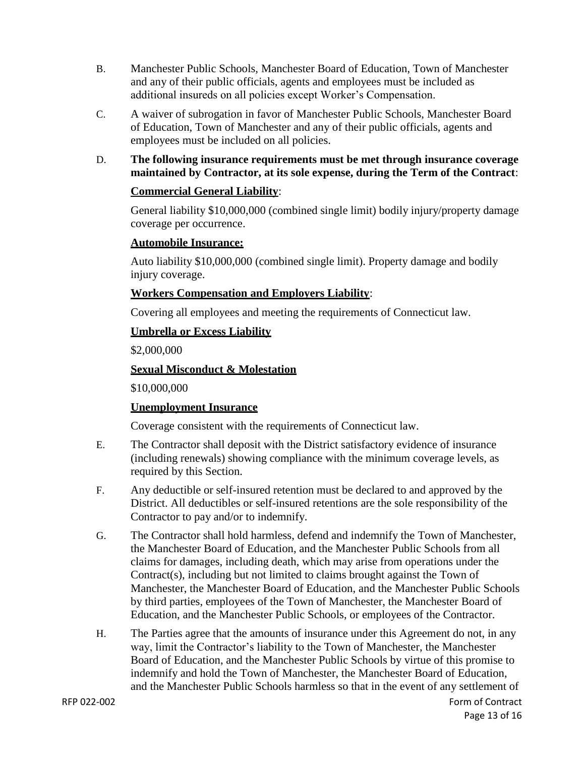B. Manchester Public Schools, Manchester Board of Education, Town of Manchester and any of their public officials, agents and employees must be included as additional insureds on all policies except Worker's Compensation.

C. A waiver of subrogation in favor of Manchester Public Schools, Manchester Board of Education, Town of Manchester and any of their public officials, agents and employees must be included on all policies.

D. **The following insurance requirements must be met through insurance coverage maintained by Contractor, at its sole expense, during the Term of the Contract**:

**Commercial General Liability**:

General liability $10,000,000 (combined single limit) bodily injury/property damage coverage per occurrence.

**Automobile Insurance:**

Auto liability $10,000,000 (combined single limit). Property damage and bodily injury coverage.

**Workers Compensation and Employers Liability**:

Covering all employees and meeting the requirements of Connecticut law.

**Umbrella or Excess Liability**

$2,000,000

**Sexual Misconduct & Molestation**

$10,000,000

**Unemployment Insurance**

Coverage consistent with the requirements of Connecticut law.

E. The Contractor shall deposit with the District satisfactory evidence of insurance (including renewals) showing compliance with the minimum coverage levels, as required by this Section.

F. Any deductible or self-insured retention must be declared to and approved by the District. All deductibles or self-insured retentions are the sole responsibility of the Contractor to pay and/or to indemnify.

G. The Contractor shall hold harmless, defend and indemnify the Town of Manchester, the Manchester Board of Education, and the Manchester Public Schools from all claims for damages, including death, which may arise from operations under the Contract(s), including but not limited to claims brought against the Town of Manchester, the Manchester Board of Education, and the Manchester Public Schools by third parties, employees of the Town of Manchester, the Manchester Board of Education, and the Manchester Public Schools, or employees of the Contractor.

H. The Parties agree that the amounts of insurance under this Agreement do not, in any way, limit the Contractor's liability to the Town of Manchester, the Manchester Board of Education, and the Manchester Public Schools by virtue of this promise to indemnify and hold the Town of Manchester, the Manchester Board of Education, and the Manchester Public Schools harmless so that in the event of any settlement of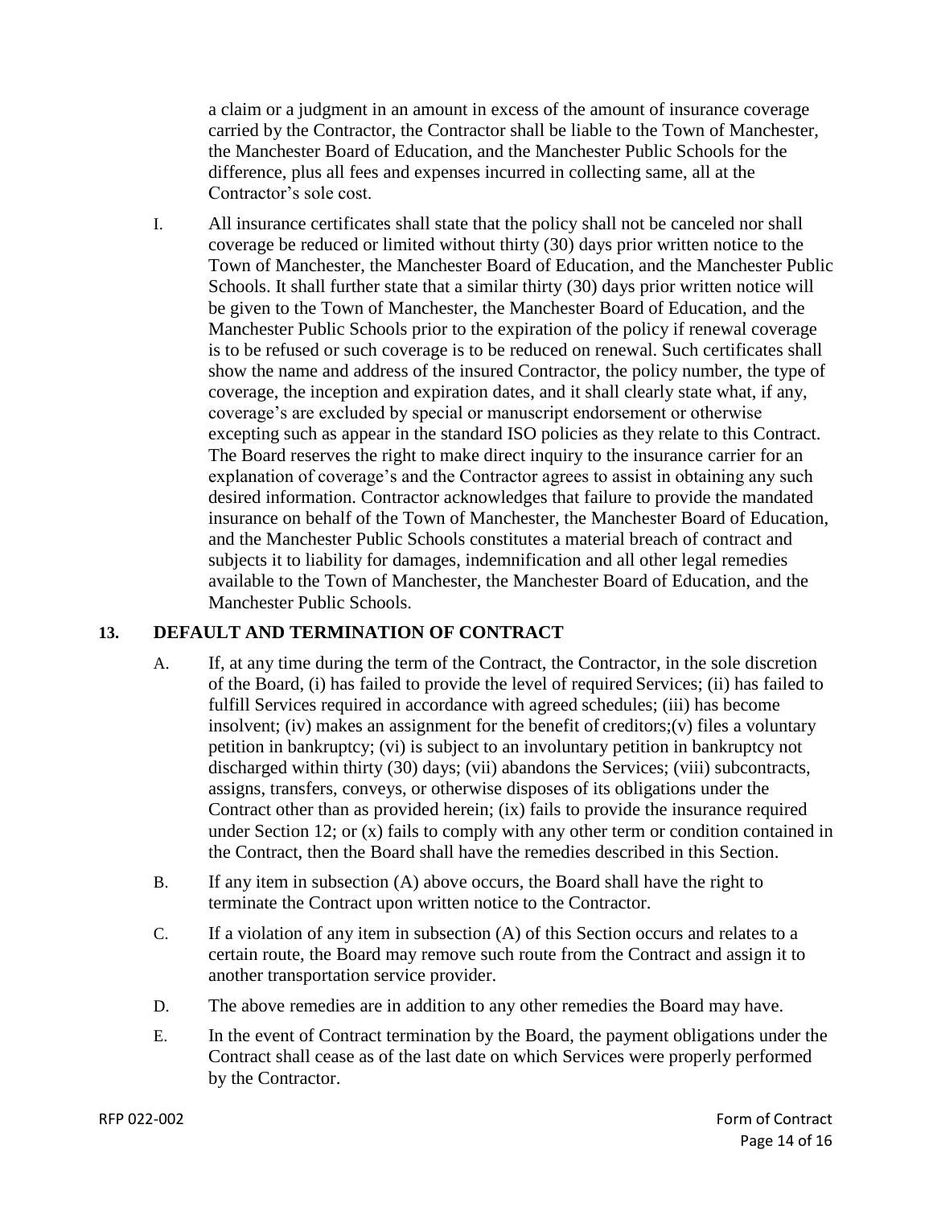a claim or a judgment in an amount in excess of the amount of insurance coverage carried by the Contractor, the Contractor shall be liable to the Town of Manchester, the Manchester Board of Education, and the Manchester Public Schools for the difference, plus all fees and expenses incurred in collecting same, all at the Contractor's sole cost.

I. All insurance certificates shall state that the policy shall not be canceled nor shall coverage be reduced or limited without thirty (30) days prior written notice to the Town of Manchester, the Manchester Board of Education, and the Manchester Public Schools. It shall further state that a similar thirty (30) days prior written notice will be given to the Town of Manchester, the Manchester Board of Education, and the Manchester Public Schools prior to the expiration of the policy if renewal coverage is to be refused or such coverage is to be reduced on renewal. Such certificates shall show the name and address of the insured Contractor, the policy number, the type of coverage, the inception and expiration dates, and it shall clearly state what, if any, coverage's are excluded by special or manuscript endorsement or otherwise excepting such as appear in the standard ISO policies as they relate to this Contract. The Board reserves the right to make direct inquiry to the insurance carrier for an explanation of coverage's and the Contractor agrees to assist in obtaining any such desired information. Contractor acknowledges that failure to provide the mandated insurance on behalf of the Town of Manchester, the Manchester Board of Education, and the Manchester Public Schools constitutes a material breach of contract and subjects it to liability for damages, indemnification and all other legal remedies available to the Town of Manchester, the Manchester Board of Education, and the Manchester Public Schools.

## 13. DEFAULT AND TERMINATION OF CONTRACT

A. If, at any time during the term of the Contract, the Contractor, in the sole discretion of the Board, (i) has failed to provide the level of required Services; (ii) has failed to fulfill Services required in accordance with agreed schedules; (iii) has become insolvent; (iv) makes an assignment for the benefit of creditors;(v) files a voluntary petition in bankruptcy; (vi) is subject to an involuntary petition in bankruptcy not discharged within thirty (30) days; (vii) abandons the Services; (viii) subcontracts, assigns, transfers, conveys, or otherwise disposes of its obligations under the Contract other than as provided herein; (ix) fails to provide the insurance required under Section 12; or (x) fails to comply with any other term or condition contained in the Contract, then the Board shall have the remedies described in this Section.

B. If any item in subsection (A) above occurs, the Board shall have the right to terminate the Contract upon written notice to the Contractor.

C. If a violation of any item in subsection (A) of this Section occurs and relates to a certain route, the Board may remove such route from the Contract and assign it to another transportation service provider.

D. The above remedies are in addition to any other remedies the Board may have.

E. In the event of Contract termination by the Board, the payment obligations under the Contract shall cease as of the last date on which Services were properly performed by the Contractor.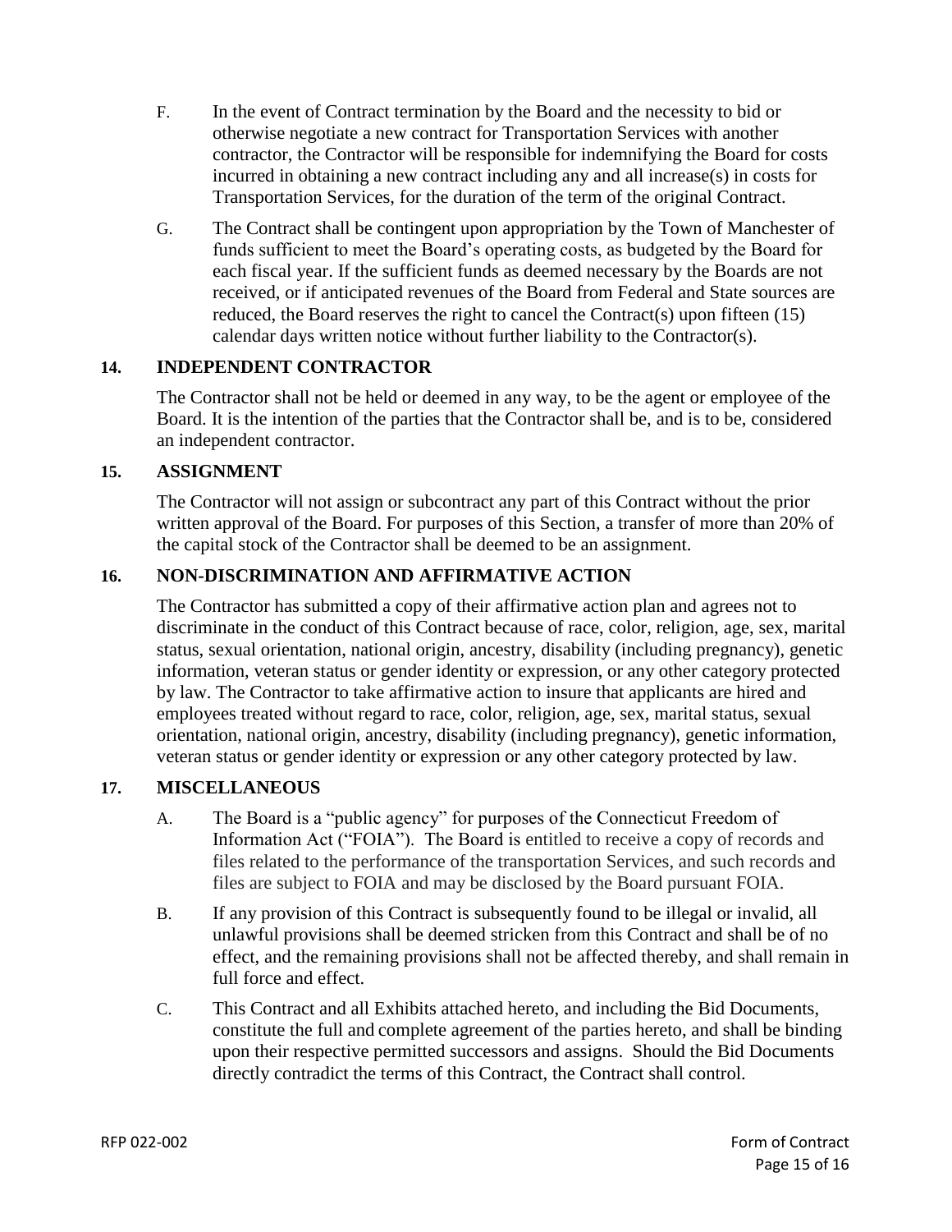F. In the event of Contract termination by the Board and the necessity to bid or otherwise negotiate a new contract for Transportation Services with another contractor, the Contractor will be responsible for indemnifying the Board for costs incurred in obtaining a new contract including any and all increase(s) in costs for Transportation Services, for the duration of the term of the original Contract.

G. The Contract shall be contingent upon appropriation by the Town of Manchester of funds sufficient to meet the Board's operating costs, as budgeted by the Board for each fiscal year. If the sufficient funds as deemed necessary by the Boards are not received, or if anticipated revenues of the Board from Federal and State sources are reduced, the Board reserves the right to cancel the Contract(s) upon fifteen (15) calendar days written notice without further liability to the Contractor(s).

## 14. INDEPENDENT CONTRACTOR

The Contractor shall not be held or deemed in any way, to be the agent or employee of the Board. It is the intention of the parties that the Contractor shall be, and is to be, considered an independent contractor.

## 15. ASSIGNMENT

The Contractor will not assign or subcontract any part of this Contract without the prior written approval of the Board. For purposes of this Section, a transfer of more than 20% of the capital stock of the Contractor shall be deemed to be an assignment.

## 16. NON-DISCRIMINATION AND AFFIRMATIVE ACTION

The Contractor has submitted a copy of their affirmative action plan and agrees not to discriminate in the conduct of this Contract because of race, color, religion, age, sex, marital status, sexual orientation, national origin, ancestry, disability (including pregnancy), genetic information, veteran status or gender identity or expression, or any other category protected by law. The Contractor to take affirmative action to insure that applicants are hired and employees treated without regard to race, color, religion, age, sex, marital status, sexual orientation, national origin, ancestry, disability (including pregnancy), genetic information, veteran status or gender identity or expression or any other category protected by law.

## 17. MISCELLANEOUS

A. The Board is a "public agency" for purposes of the Connecticut Freedom of Information Act ("FOIA"). The Board is entitled to receive a copy of records and files related to the performance of the transportation Services, and such records and files are subject to FOIA and may be disclosed by the Board pursuant FOIA.

B. If any provision of this Contract is subsequently found to be illegal or invalid, all unlawful provisions shall be deemed stricken from this Contract and shall be of no effect, and the remaining provisions shall not be affected thereby, and shall remain in full force and effect.

C. This Contract and all Exhibits attached hereto, and including the Bid Documents, constitute the full and complete agreement of the parties hereto, and shall be binding upon their respective permitted successors and assigns. Should the Bid Documents directly contradict the terms of this Contract, the Contract shall control.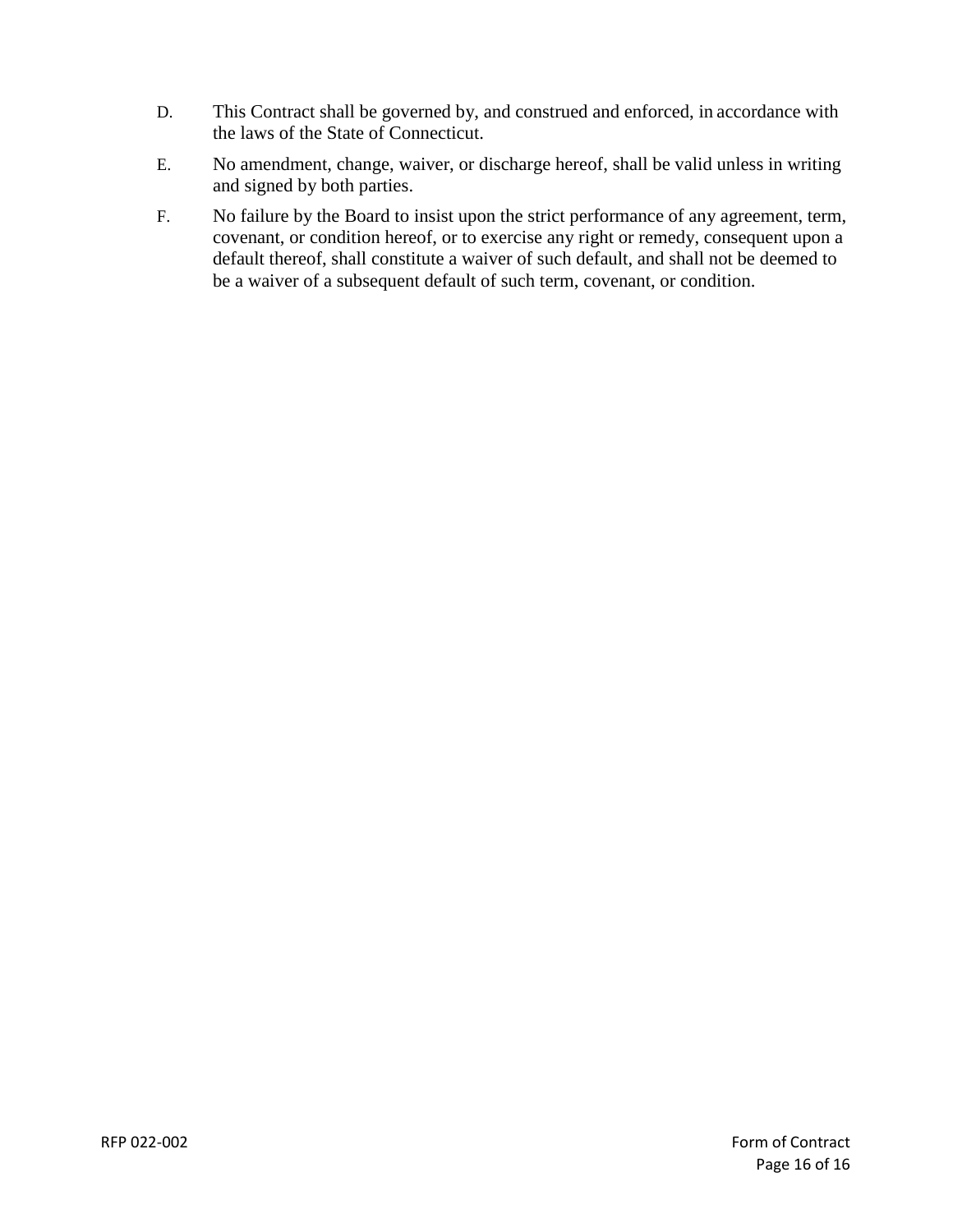D. This Contract shall be governed by, and construed and enforced, in accordance with the laws of the State of Connecticut.

E. No amendment, change, waiver, or discharge hereof, shall be valid unless in writing and signed by both parties.

F. No failure by the Board to insist upon the strict performance of any agreement, term, covenant, or condition hereof, or to exercise any right or remedy, consequent upon a default thereof, shall constitute a waiver of such default, and shall not be deemed to be a waiver of a subsequent default of such term, covenant, or condition.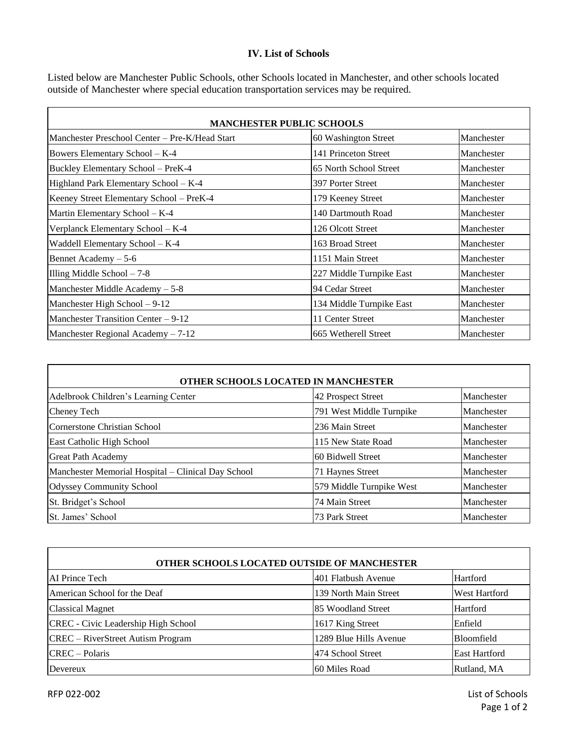## IV. List of Schools

Listed below are Manchester Public Schools, other Schools located in Manchester, and other schools located outside of Manchester where special education transportation services may be required.

| MANCHESTER PUBLIC SCHOOLS | | |
|---|---|---|
| Manchester Preschool Center – Pre-K/Head Start | 60 Washington Street | Manchester |
| Bowers Elementary School – K-4 | 141 Princeton Street | Manchester |
| Buckley Elementary School – PreK-4 | 65 North School Street | Manchester |
| Highland Park Elementary School – K-4 | 397 Porter Street | Manchester |
| Keeney Street Elementary School – PreK-4 | 179 Keeney Street | Manchester |
| Martin Elementary School – K-4 | 140 Dartmouth Road | Manchester |
| Verplanck Elementary School – K-4 | 126 Olcott Street | Manchester |
| Waddell Elementary School – K-4 | 163 Broad Street | Manchester |
| Bennet Academy – 5-6 | 1151 Main Street | Manchester |
| Illing Middle School – 7-8 | 227 Middle Turnpike East | Manchester |
| Manchester Middle Academy – 5-8 | 94 Cedar Street | Manchester |
| Manchester High School – 9-12 | 134 Middle Turnpike East | Manchester |
| Manchester Transition Center – 9-12 | 11 Center Street | Manchester |
| Manchester Regional Academy – 7-12 | 665 Wetherell Street | Manchester |

| OTHER SCHOOLS LOCATED IN MANCHESTER | | |
|---|---|---|
| Adelbrook Children's Learning Center | 42 Prospect Street | Manchester |
| Cheney Tech | 791 West Middle Turnpike | Manchester |
| Cornerstone Christian School | 236 Main Street | Manchester |
| East Catholic High School | 115 New State Road | Manchester |
| Great Path Academy | 60 Bidwell Street | Manchester |
| Manchester Memorial Hospital – Clinical Day School | 71 Haynes Street | Manchester |
| Odyssey Community School | 579 Middle Turnpike West | Manchester |
| St. Bridget's School | 74 Main Street | Manchester |
| St. James' School | 73 Park Street | Manchester |

| OTHER SCHOOLS LOCATED OUTSIDE OF MANCHESTER | | |
|---|---|---|
| AI Prince Tech | 401 Flatbush Avenue | Hartford |
| American School for the Deaf | 139 North Main Street | West Hartford |
| Classical Magnet | 85 Woodland Street | Hartford |
| CREC - Civic Leadership High School | 1617 King Street | Enfield |
| CREC – RiverStreet Autism Program | 1289 Blue Hills Avenue | Bloomfield |
| CREC – Polaris | 474 School Street | East Hartford |
| Devereux | 60 Miles Road | Rutland, MA |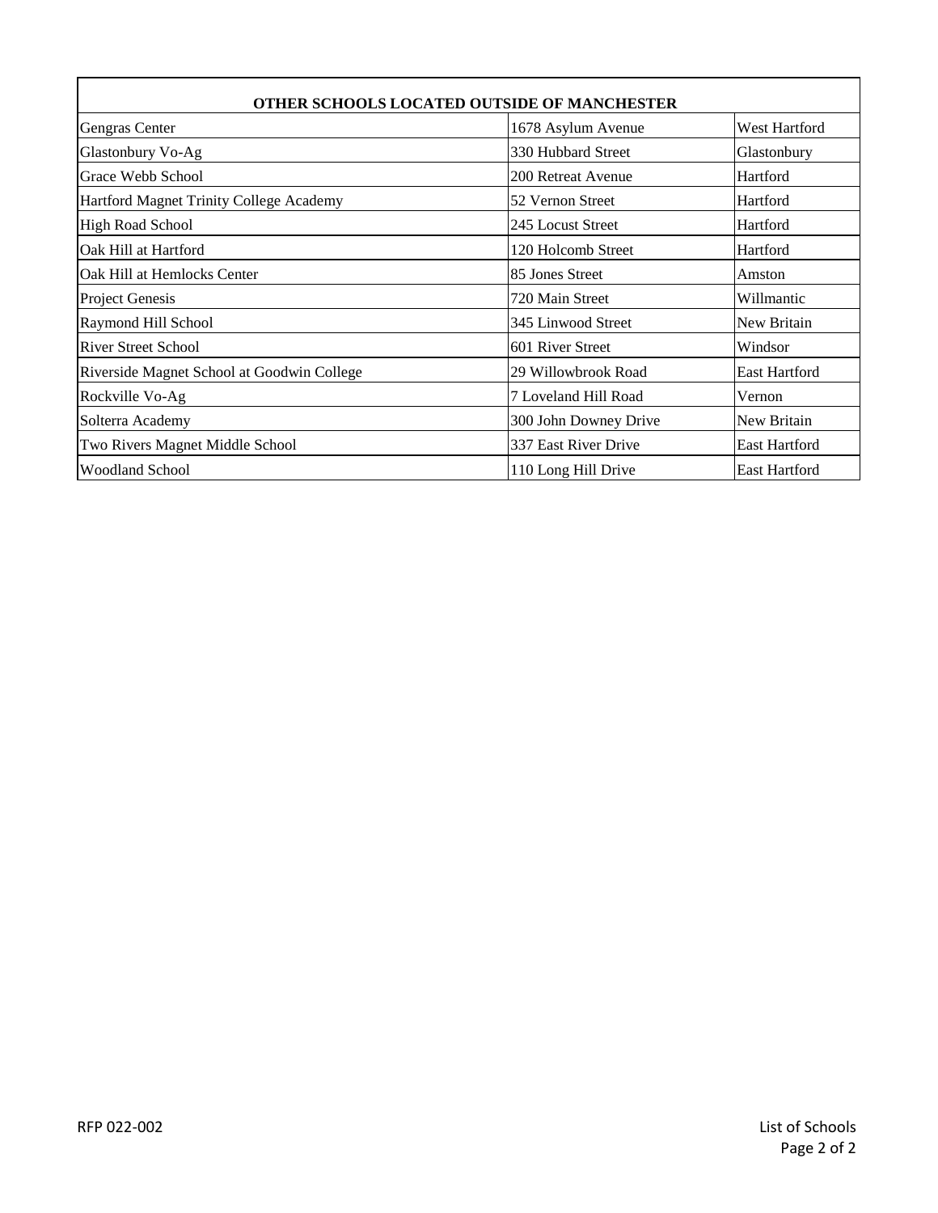| OTHER SCHOOLS LOCATED OUTSIDE OF MANCHESTER | | |
|---|---|---|
| Gengras Center | 1678 Asylum Avenue | West Hartford |
| Glastonbury Vo-Ag | 330 Hubbard Street | Glastonbury |
| Grace Webb School | 200 Retreat Avenue | Hartford |
| Hartford Magnet Trinity College Academy | 52 Vernon Street | Hartford |
| High Road School | 245 Locust Street | Hartford |
| Oak Hill at Hartford | 120 Holcomb Street | Hartford |
| Oak Hill at Hemlocks Center | 85 Jones Street | Amston |
| Project Genesis | 720 Main Street | Willmantic |
| Raymond Hill School | 345 Linwood Street | New Britain |
| River Street School | 601 River Street | Windsor |
| Riverside Magnet School at Goodwin College | 29 Willowbrook Road | East Hartford |
| Rockville Vo-Ag | 7 Loveland Hill Road | Vernon |
| Solterra Academy | 300 John Downey Drive | New Britain |
| Two Rivers Magnet Middle School | 337 East River Drive | East Hartford |
| Woodland School | 110 Long Hill Drive | East Hartford |

RFP 022-002

List of Schools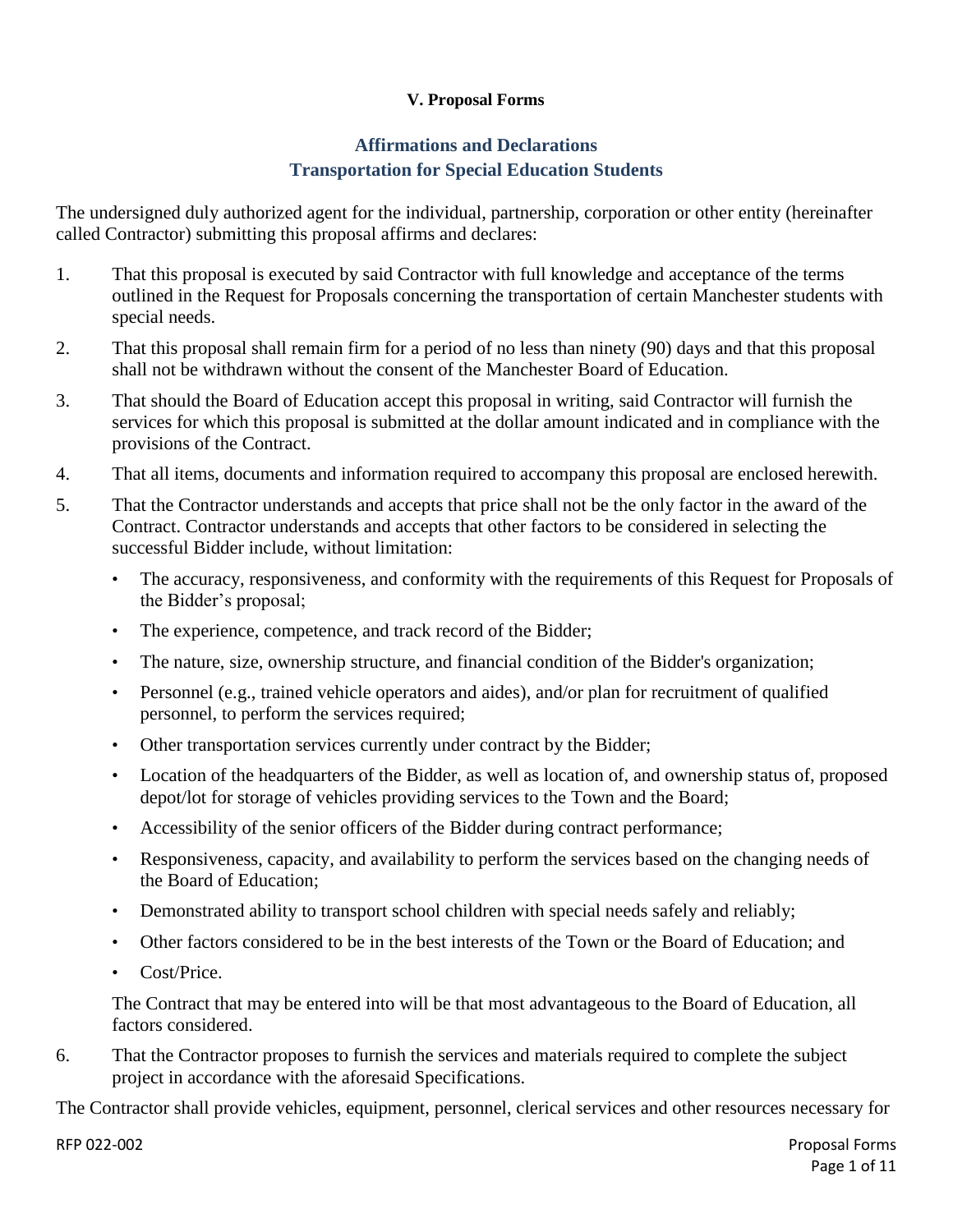**V. Proposal Forms**

## Affirmations and Declarations
## Transportation for Special Education Students

The undersigned duly authorized agent for the individual, partnership, corporation or other entity (hereinafter called Contractor) submitting this proposal affirms and declares:

1. That this proposal is executed by said Contractor with full knowledge and acceptance of the terms outlined in the Request for Proposals concerning the transportation of certain Manchester students with special needs.
2. That this proposal shall remain firm for a period of no less than ninety (90) days and that this proposal shall not be withdrawn without the consent of the Manchester Board of Education.
3. That should the Board of Education accept this proposal in writing, said Contractor will furnish the services for which this proposal is submitted at the dollar amount indicated and in compliance with the provisions of the Contract.
4. That all items, documents and information required to accompany this proposal are enclosed herewith.
5. That the Contractor understands and accepts that price shall not be the only factor in the award of the Contract. Contractor understands and accepts that other factors to be considered in selecting the successful Bidder include, without limitation:
   - The accuracy, responsiveness, and conformity with the requirements of this Request for Proposals of the Bidder's proposal;
   - The experience, competence, and track record of the Bidder;
   - The nature, size, ownership structure, and financial condition of the Bidder's organization;
   - Personnel (e.g., trained vehicle operators and aides), and/or plan for recruitment of qualified personnel, to perform the services required;
   - Other transportation services currently under contract by the Bidder;
   - Location of the headquarters of the Bidder, as well as location of, and ownership status of, proposed depot/lot for storage of vehicles providing services to the Town and the Board;
   - Accessibility of the senior officers of the Bidder during contract performance;
   - Responsiveness, capacity, and availability to perform the services based on the changing needs of the Board of Education;
   - Demonstrated ability to transport school children with special needs safely and reliably;
   - Other factors considered to be in the best interests of the Town or the Board of Education; and
   - Cost/Price.

   The Contract that may be entered into will be that most advantageous to the Board of Education, all factors considered.
6. That the Contractor proposes to furnish the services and materials required to complete the subject project in accordance with the aforesaid Specifications.

The Contractor shall provide vehicles, equipment, personnel, clerical services and other resources necessary for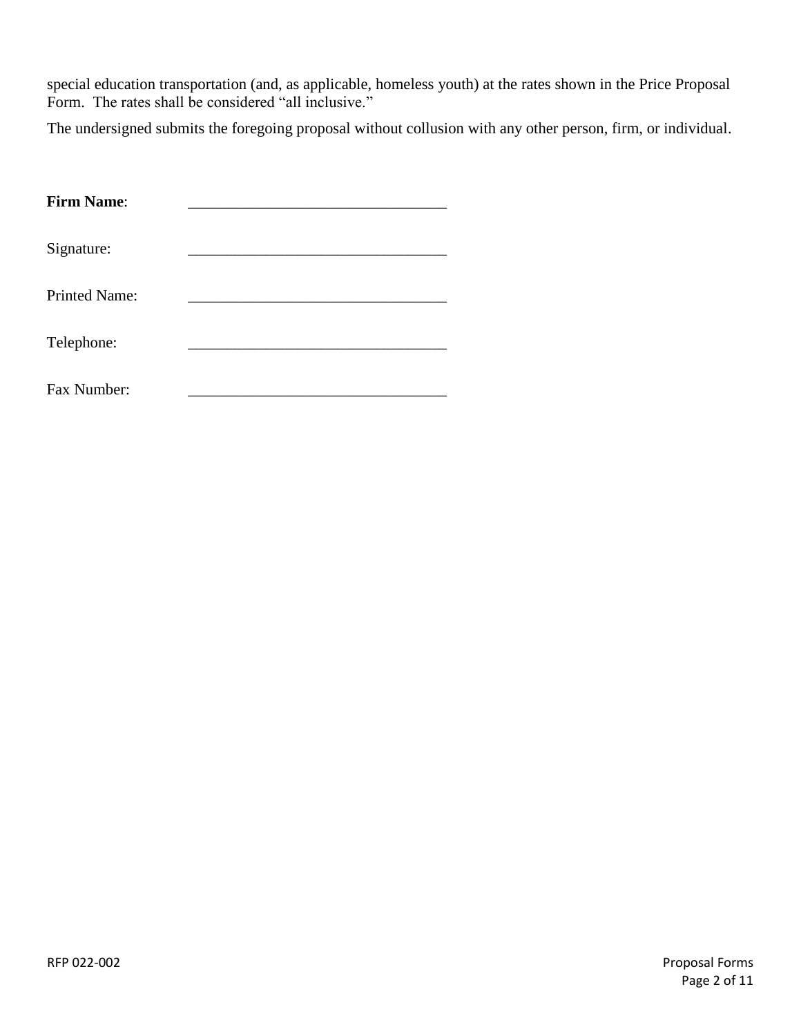special education transportation (and, as applicable, homeless youth) at the rates shown in the Price Proposal Form. The rates shall be considered "all inclusive."

The undersigned submits the foregoing proposal without collusion with any other person, firm, or individual.

**Firm Name**: ________________________________

Signature: ________________________________

Printed Name: ________________________________

Telephone: ________________________________

Fax Number: ________________________________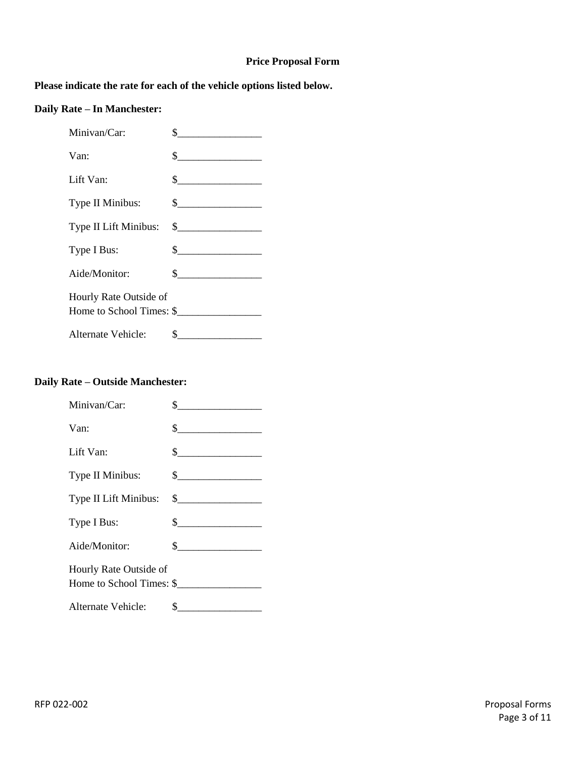**Price Proposal Form**

**Please indicate the rate for each of the vehicle options listed below.**

**Daily Rate – In Manchester:**

Minivan/Car: $________________

Van: $________________

Lift Van: $________________

Type II Minibus: $________________

Type II Lift Minibus: $________________

Type I Bus: $________________

Aide/Monitor: $________________

Hourly Rate Outside of
Home to School Times: $________________

Alternate Vehicle: $________________

**Daily Rate – Outside Manchester:**

Minivan/Car: $________________

Van: $________________

Lift Van: $________________

Type II Minibus: $________________

Type II Lift Minibus: $________________

Type I Bus: $________________

Aide/Monitor: $________________

Hourly Rate Outside of
Home to School Times: $________________

Alternate Vehicle: $________________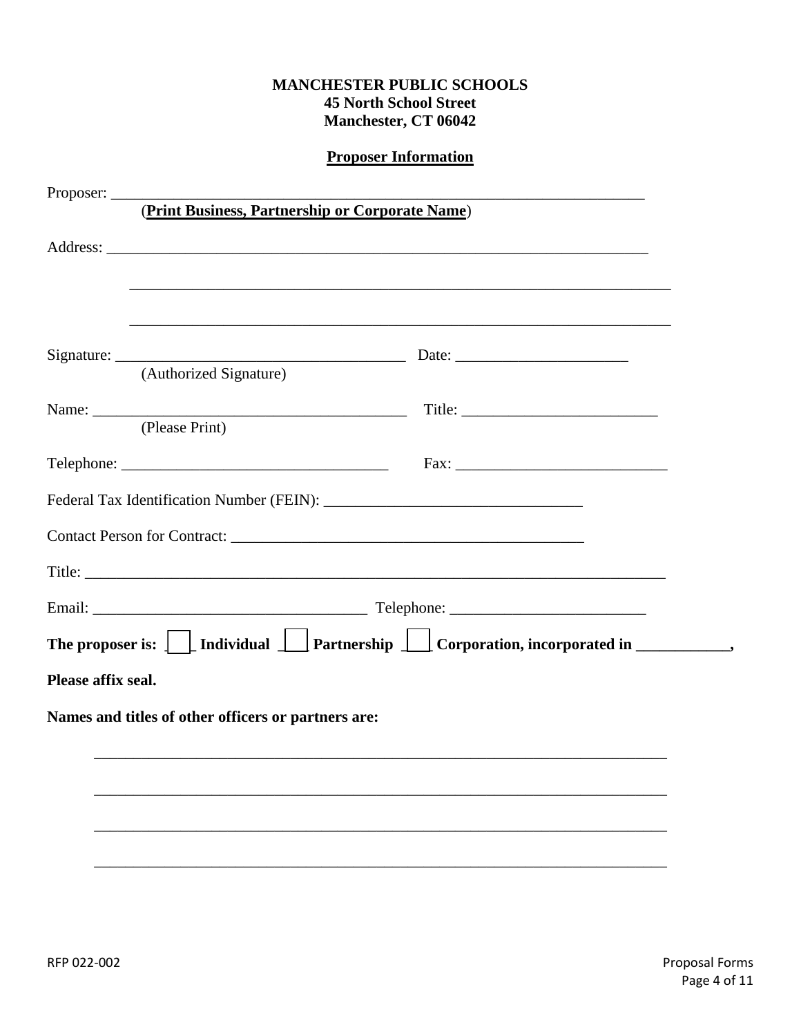**MANCHESTER PUBLIC SCHOOLS**
**45 North School Street**
**Manchester, CT 06042**

**Proposer Information**

Proposer: ___________________________________________________________________
(**Print Business, Partnership or Corporate Name**)

Address: ____________________________________________________________________

_____________________________________________________________________

_____________________________________________________________________

Signature: ______________________________________ Date: ______________________
(Authorized Signature)

Name: _________________________________________ Title: _________________________
(Please Print)

Telephone: __________________________________ Fax: ___________________________

Federal Tax Identification Number (FEIN): ________________________________

Contact Person for Contract: _____________________________________________

Title: _______________________________________________________________________

Email: __________________________________ Telephone: _________________________

**The proposer is: ☐ Individual ☐ Partnership ☐ Corporation, incorporated in ____________,**

**Please affix seal.**

**Names and titles of other officers or partners are:**

_________________________________________________________________________

_________________________________________________________________________

_________________________________________________________________________

_________________________________________________________________________

RFP 022-002

Proposal Forms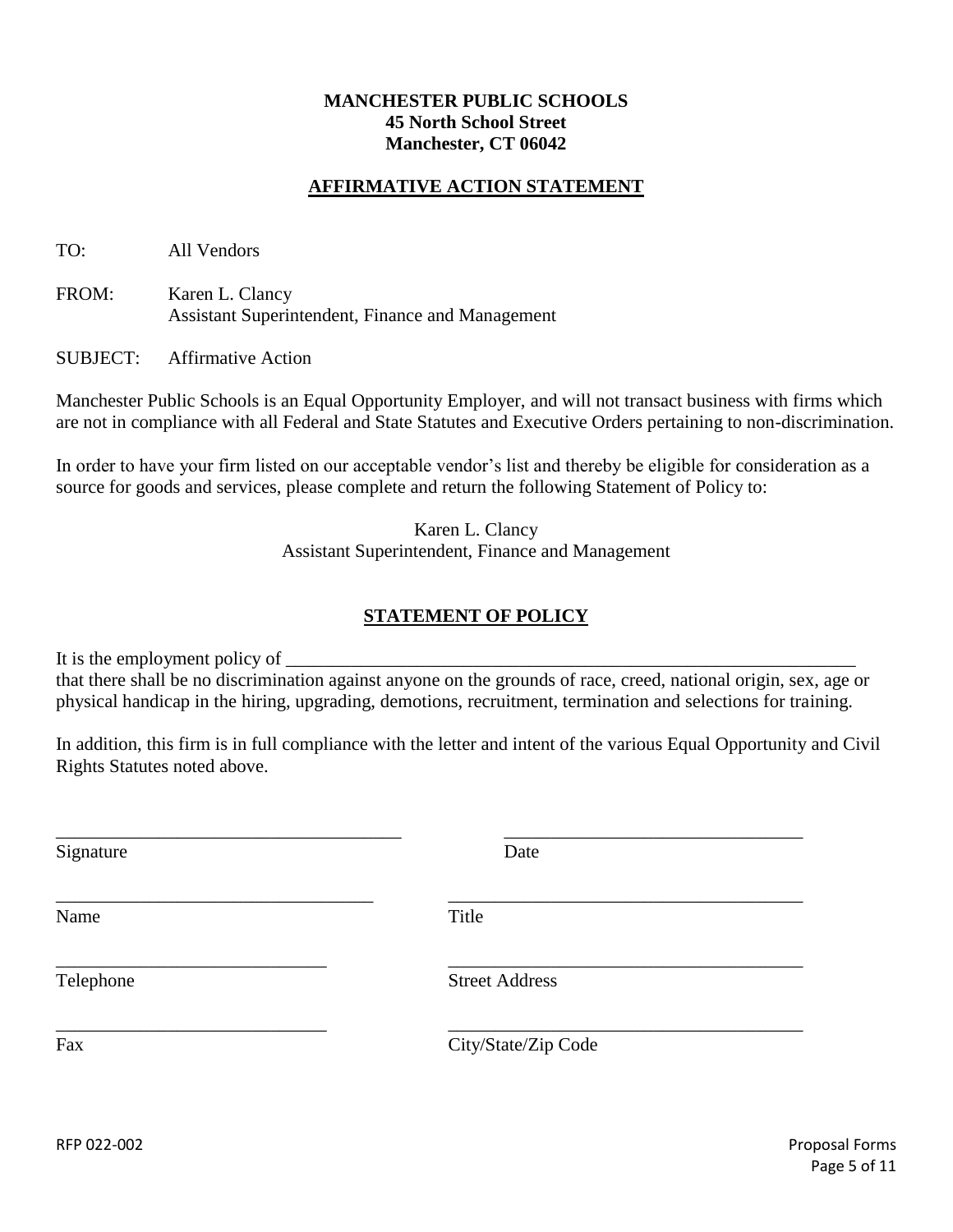**MANCHESTER PUBLIC SCHOOLS**
**45 North School Street**
**Manchester, CT 06042**

## AFFIRMATIVE ACTION STATEMENT

TO: All Vendors

FROM: Karen L. Clancy
Assistant Superintendent, Finance and Management

SUBJECT: Affirmative Action

Manchester Public Schools is an Equal Opportunity Employer, and will not transact business with firms which are not in compliance with all Federal and State Statutes and Executive Orders pertaining to non-discrimination.

In order to have your firm listed on our acceptable vendor's list and thereby be eligible for consideration as a source for goods and services, please complete and return the following Statement of Policy to:

Karen L. Clancy
Assistant Superintendent, Finance and Management

## STATEMENT OF POLICY

It is the employment policy of ________________________________________________________________
that there shall be no discrimination against anyone on the grounds of race, creed, national origin, sex, age or physical handicap in the hiring, upgrading, demotions, recruitment, termination and selections for training.

In addition, this firm is in full compliance with the letter and intent of the various Equal Opportunity and Civil Rights Statutes noted above.

_____________________________________ _________________________________
Signature Date

__________________________________ _______________________________________
Name Title

_____________________________ _______________________________________
Telephone Street Address

_____________________________ _______________________________________
Fax City/State/Zip Code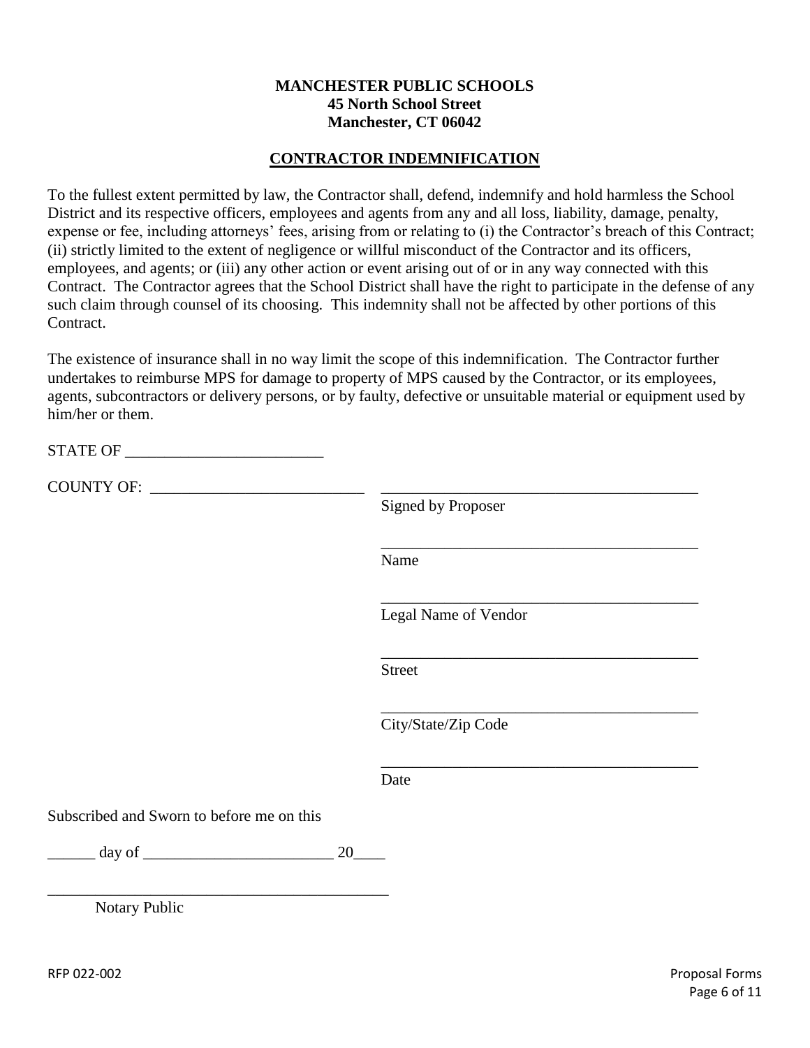**MANCHESTER PUBLIC SCHOOLS**
**45 North School Street**
**Manchester, CT 06042**

## CONTRACTOR INDEMNIFICATION

To the fullest extent permitted by law, the Contractor shall, defend, indemnify and hold harmless the School District and its respective officers, employees and agents from any and all loss, liability, damage, penalty, expense or fee, including attorneys' fees, arising from or relating to (i) the Contractor's breach of this Contract; (ii) strictly limited to the extent of negligence or willful misconduct of the Contractor and its officers, employees, and agents; or (iii) any other action or event arising out of or in any way connected with this Contract. The Contractor agrees that the School District shall have the right to participate in the defense of any such claim through counsel of its choosing. This indemnity shall not be affected by other portions of this Contract.

The existence of insurance shall in no way limit the scope of this indemnification. The Contractor further undertakes to reimburse MPS for damage to property of MPS caused by the Contractor, or its employees, agents, subcontractors or delivery persons, or by faulty, defective or unsuitable material or equipment used by him/her or them.

STATE OF _________________________

COUNTY OF: ___________________________

_________________________________________
Signed by Proposer

_________________________________________
Name

_________________________________________
Legal Name of Vendor

_________________________________________
Street

_________________________________________
City/State/Zip Code

_________________________________________
Date

Subscribed and Sworn to before me on this

______ day of ________________________ 20____

_____________________________________________
Notary Public

RFP 022-002 Proposal Forms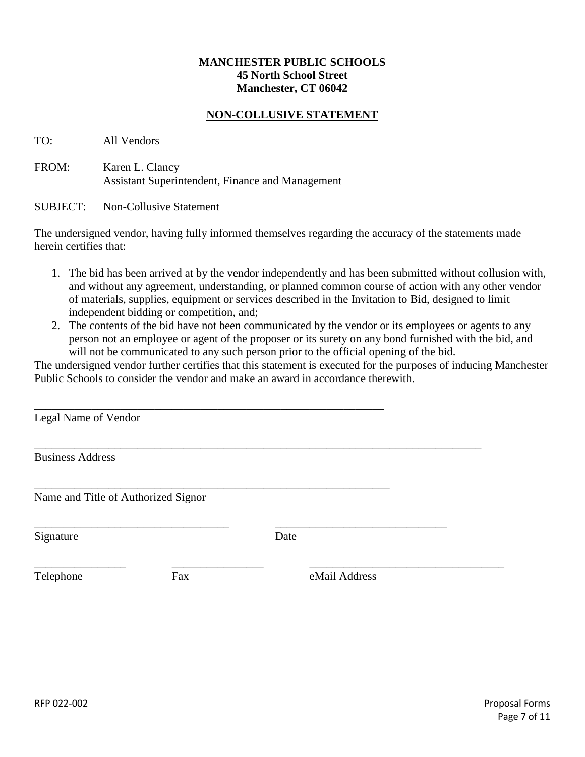**MANCHESTER PUBLIC SCHOOLS**
**45 North School Street**
**Manchester, CT 06042**

## NON-COLLUSIVE STATEMENT

TO: All Vendors

FROM: Karen L. Clancy
Assistant Superintendent, Finance and Management

SUBJECT: Non-Collusive Statement

The undersigned vendor, having fully informed themselves regarding the accuracy of the statements made herein certifies that:

1. The bid has been arrived at by the vendor independently and has been submitted without collusion with, and without any agreement, understanding, or planned common course of action with any other vendor of materials, supplies, equipment or services described in the Invitation to Bid, designed to limit independent bidding or competition, and;
2. The contents of the bid have not been communicated by the vendor or its employees or agents to any person not an employee or agent of the proposer or its surety on any bond furnished with the bid, and will not be communicated to any such person prior to the official opening of the bid.

The undersigned vendor further certifies that this statement is executed for the purposes of inducing Manchester Public Schools to consider the vendor and make an award in accordance therewith.

_______________________________________________________________
Legal Name of Vendor

________________________________________________________________________________
Business Address

________________________________________________________________
Name and Title of Authorized Signor

___________________________________ ______________________________
Signature Date

________________ ________________ __________________________________
Telephone Fax eMail Address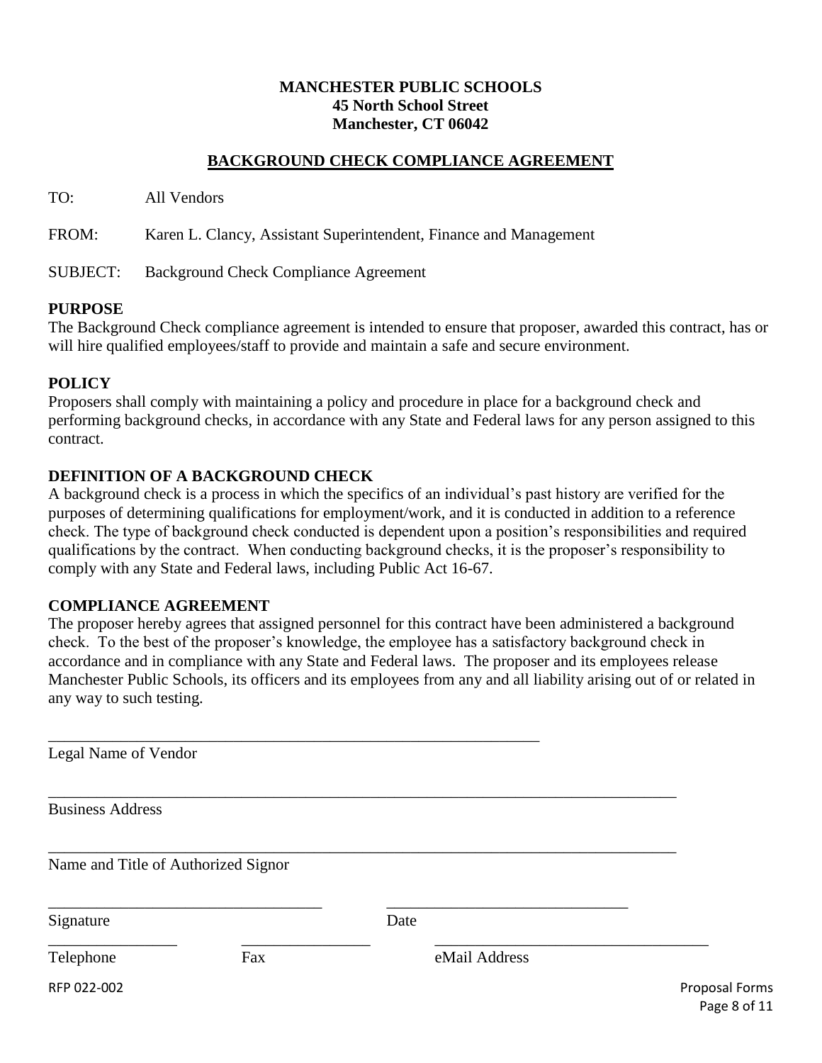**MANCHESTER PUBLIC SCHOOLS**
**45 North School Street**
**Manchester, CT 06042**

## BACKGROUND CHECK COMPLIANCE AGREEMENT

TO: All Vendors

FROM: Karen L. Clancy, Assistant Superintendent, Finance and Management

SUBJECT: Background Check Compliance Agreement

### PURPOSE

The Background Check compliance agreement is intended to ensure that proposer, awarded this contract, has or will hire qualified employees/staff to provide and maintain a safe and secure environment.

### POLICY

Proposers shall comply with maintaining a policy and procedure in place for a background check and performing background checks, in accordance with any State and Federal laws for any person assigned to this contract.

### DEFINITION OF A BACKGROUND CHECK

A background check is a process in which the specifics of an individual's past history are verified for the purposes of determining qualifications for employment/work, and it is conducted in addition to a reference check. The type of background check conducted is dependent upon a position's responsibilities and required qualifications by the contract. When conducting background checks, it is the proposer's responsibility to comply with any State and Federal laws, including Public Act 16-67.

### COMPLIANCE AGREEMENT

The proposer hereby agrees that assigned personnel for this contract have been administered a background check. To the best of the proposer's knowledge, the employee has a satisfactory background check in accordance and in compliance with any State and Federal laws. The proposer and its employees release Manchester Public Schools, its officers and its employees from any and all liability arising out of or related in any way to such testing.

_______________________________________________________________
Legal Name of Vendor

_______________________________________________________________
Business Address

_______________________________________________________________
Name and Title of Authorized Signor

___________________________________ ___________________________________
Signature Date

________________ ________________ ___________________________________
Telephone Fax eMail Address

RFP 022-002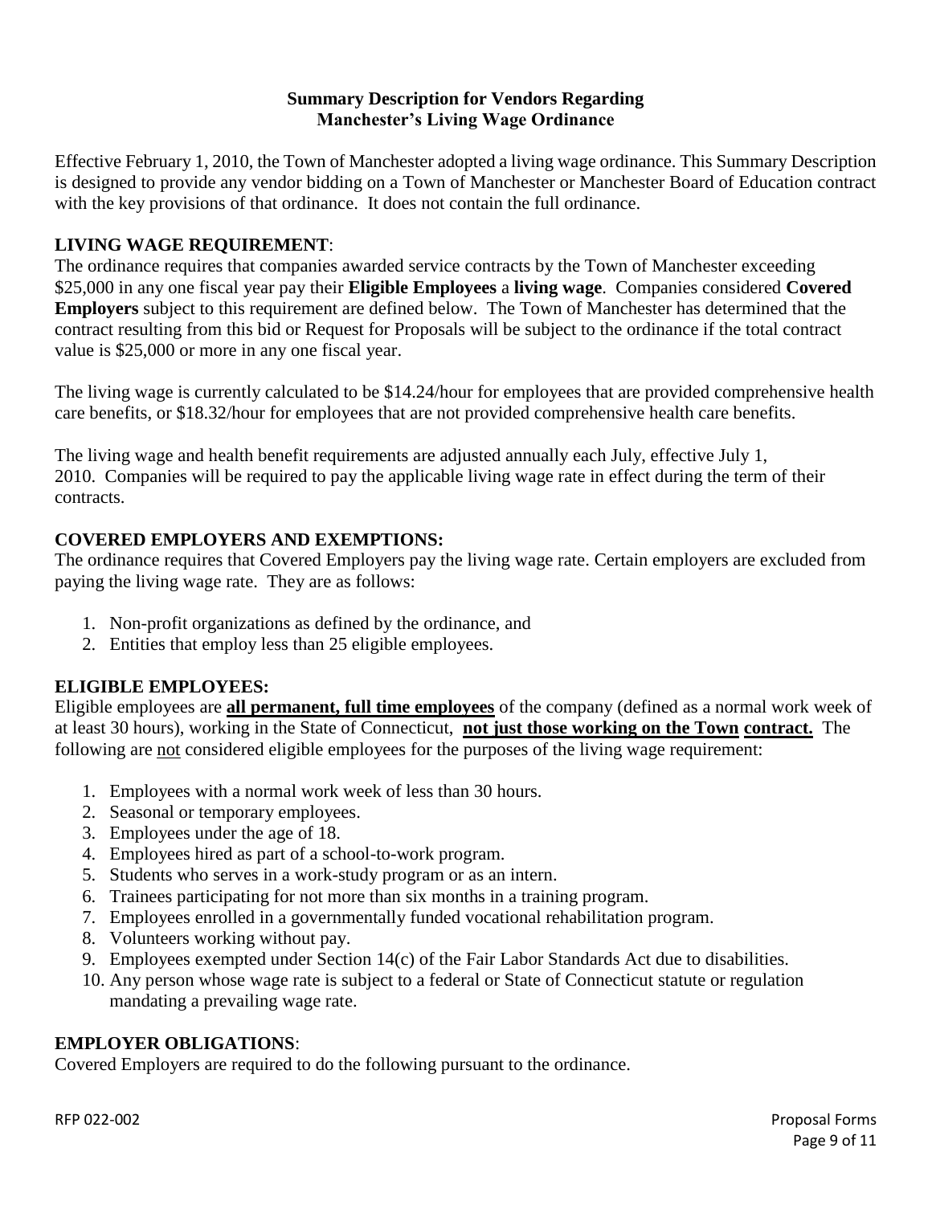**Summary Description for Vendors Regarding**
**Manchester's Living Wage Ordinance**

Effective February 1, 2010, the Town of Manchester adopted a living wage ordinance. This Summary Description is designed to provide any vendor bidding on a Town of Manchester or Manchester Board of Education contract with the key provisions of that ordinance. It does not contain the full ordinance.

**LIVING WAGE REQUIREMENT**:

The ordinance requires that companies awarded service contracts by the Town of Manchester exceeding $25,000 in any one fiscal year pay their **Eligible Employees** a **living wage**. Companies considered **Covered Employers** subject to this requirement are defined below. The Town of Manchester has determined that the contract resulting from this bid or Request for Proposals will be subject to the ordinance if the total contract value is $25,000 or more in any one fiscal year.

The living wage is currently calculated to be $14.24/hour for employees that are provided comprehensive health care benefits, or $18.32/hour for employees that are not provided comprehensive health care benefits.

The living wage and health benefit requirements are adjusted annually each July, effective July 1, 2010. Companies will be required to pay the applicable living wage rate in effect during the term of their contracts.

**COVERED EMPLOYERS AND EXEMPTIONS:**

The ordinance requires that Covered Employers pay the living wage rate. Certain employers are excluded from paying the living wage rate. They are as follows:

1. Non-profit organizations as defined by the ordinance, and
2. Entities that employ less than 25 eligible employees.

**ELIGIBLE EMPLOYEES:**

Eligible employees are **all permanent, full time employees** of the company (defined as a normal work week of at least 30 hours), working in the State of Connecticut, **not just those working on the Town contract.** The following are not considered eligible employees for the purposes of the living wage requirement:

1. Employees with a normal work week of less than 30 hours.
2. Seasonal or temporary employees.
3. Employees under the age of 18.
4. Employees hired as part of a school-to-work program.
5. Students who serves in a work-study program or as an intern.
6. Trainees participating for not more than six months in a training program.
7. Employees enrolled in a governmentally funded vocational rehabilitation program.
8. Volunteers working without pay.
9. Employees exempted under Section 14(c) of the Fair Labor Standards Act due to disabilities.
10. Any person whose wage rate is subject to a federal or State of Connecticut statute or regulation mandating a prevailing wage rate.

**EMPLOYER OBLIGATIONS**:

Covered Employers are required to do the following pursuant to the ordinance.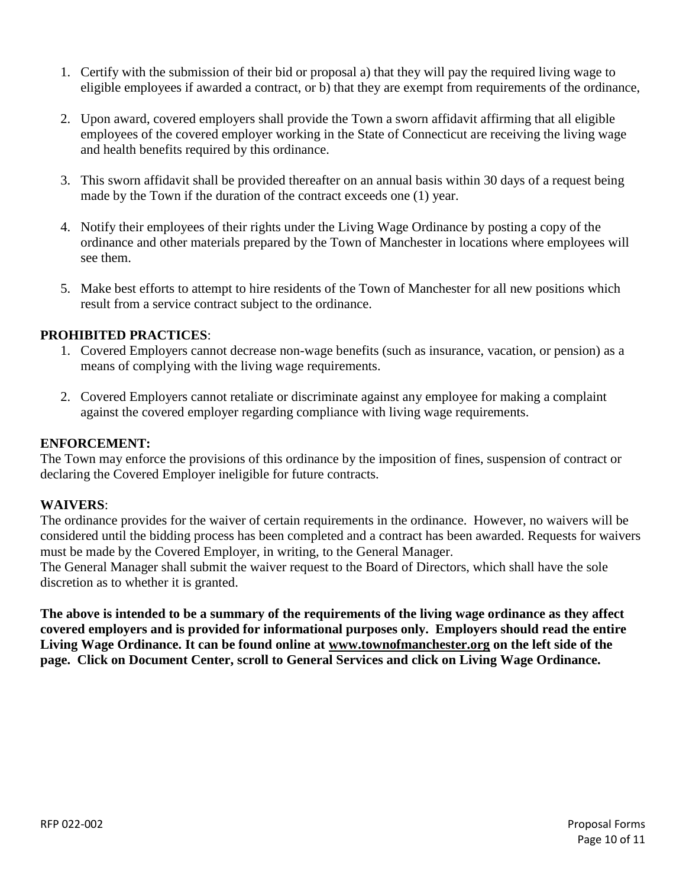1. Certify with the submission of their bid or proposal a) that they will pay the required living wage to eligible employees if awarded a contract, or b) that they are exempt from requirements of the ordinance,

2. Upon award, covered employers shall provide the Town a sworn affidavit affirming that all eligible employees of the covered employer working in the State of Connecticut are receiving the living wage and health benefits required by this ordinance.

3. This sworn affidavit shall be provided thereafter on an annual basis within 30 days of a request being made by the Town if the duration of the contract exceeds one (1) year.

4. Notify their employees of their rights under the Living Wage Ordinance by posting a copy of the ordinance and other materials prepared by the Town of Manchester in locations where employees will see them.

5. Make best efforts to attempt to hire residents of the Town of Manchester for all new positions which result from a service contract subject to the ordinance.

**PROHIBITED PRACTICES**:

1. Covered Employers cannot decrease non-wage benefits (such as insurance, vacation, or pension) as a means of complying with the living wage requirements.

2. Covered Employers cannot retaliate or discriminate against any employee for making a complaint against the covered employer regarding compliance with living wage requirements.

**ENFORCEMENT:**

The Town may enforce the provisions of this ordinance by the imposition of fines, suspension of contract or declaring the Covered Employer ineligible for future contracts.

**WAIVERS**:

The ordinance provides for the waiver of certain requirements in the ordinance. However, no waivers will be considered until the bidding process has been completed and a contract has been awarded. Requests for waivers must be made by the Covered Employer, in writing, to the General Manager.

The General Manager shall submit the waiver request to the Board of Directors, which shall have the sole discretion as to whether it is granted.

**The above is intended to be a summary of the requirements of the living wage ordinance as they affect covered employers and is provided for informational purposes only. Employers should read the entire Living Wage Ordinance. It can be found online at www.townofmanchester.org on the left side of the page. Click on Document Center, scroll to General Services and click on Living Wage Ordinance.**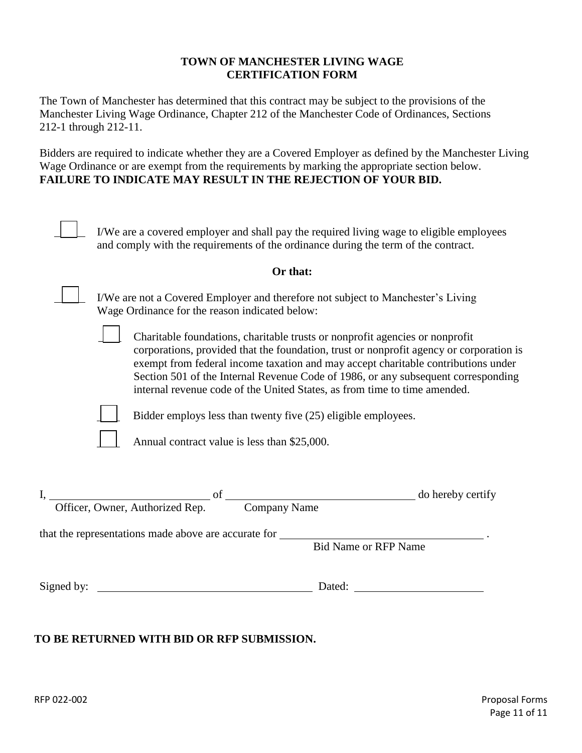# TOWN OF MANCHESTER LIVING WAGE CERTIFICATION FORM

The Town of Manchester has determined that this contract may be subject to the provisions of the Manchester Living Wage Ordinance, Chapter 212 of the Manchester Code of Ordinances, Sections 212-1 through 212-11.

Bidders are required to indicate whether they are a Covered Employer as defined by the Manchester Living Wage Ordinance or are exempt from the requirements by marking the appropriate section below.
**FAILURE TO INDICATE MAY RESULT IN THE REJECTION OF YOUR BID.**

☐ I/We are a covered employer and shall pay the required living wage to eligible employees and comply with the requirements of the ordinance during the term of the contract.

**Or that:**

☐ I/We are not a Covered Employer and therefore not subject to Manchester's Living Wage Ordinance for the reason indicated below:

- ☐ Charitable foundations, charitable trusts or nonprofit agencies or nonprofit corporations, provided that the foundation, trust or nonprofit agency or corporation is exempt from federal income taxation and may accept charitable contributions under Section 501 of the Internal Revenue Code of 1986, or any subsequent corresponding internal revenue code of the United States, as from time to time amended.
- ☐ Bidder employs less than twenty five (25) eligible employees.
- ☐ Annual contract value is less than $25,000.

I, ______________________________ of ______________________________ do hereby certify
Officer, Owner, Authorized Rep. — Company Name

that the representations made above are accurate for ______________________________ .
Bid Name or RFP Name

Signed by: ______________________________ Dated: ______________________

**TO BE RETURNED WITH BID OR RFP SUBMISSION.**